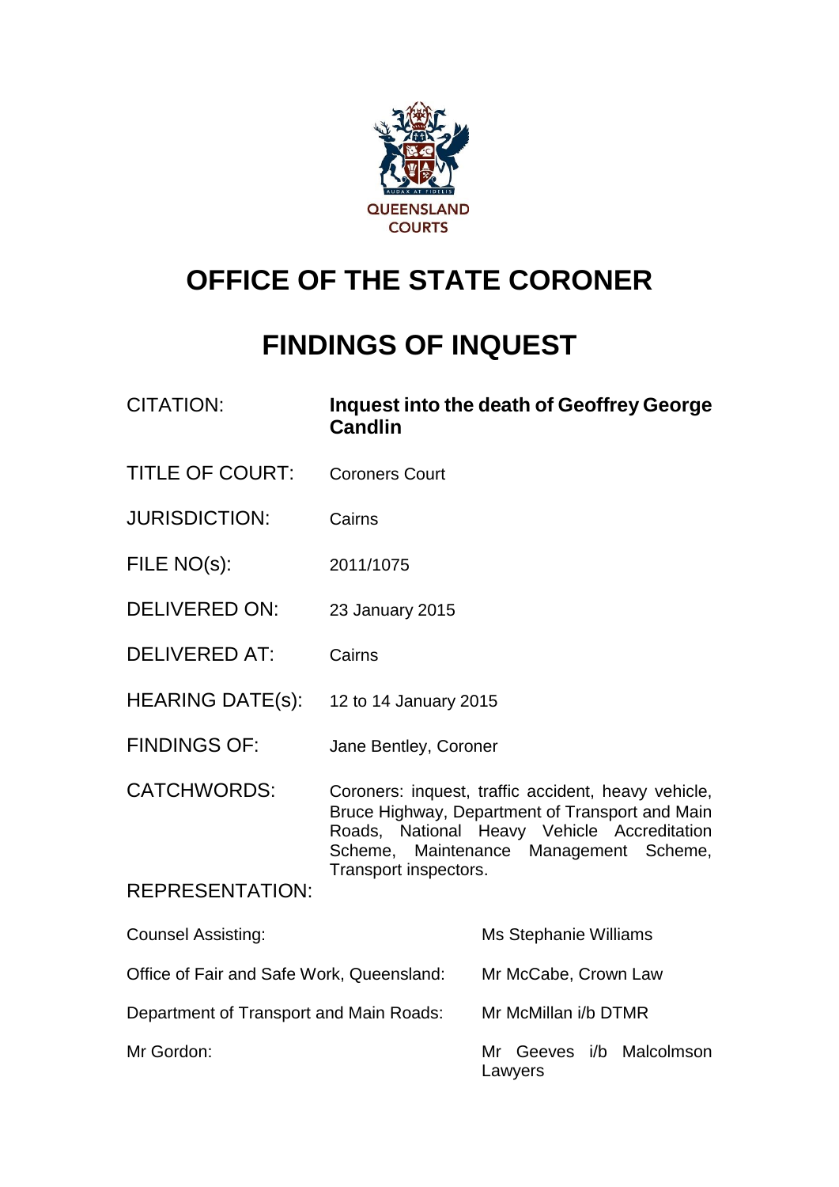QUEENSLAND COURTS

# OFFICE OF THE STATE CORONER

# FINDINGS OF INQUEST

| | |
|---|---|
| CITATION: | **Inquest into the death of Geoffrey George Candlin** |
| TITLE OF COURT: | Coroners Court |
| JURISDICTION: | Cairns |
| FILE NO(s): | 2011/1075 |
| DELIVERED ON: | 23 January 2015 |
| DELIVERED AT: | Cairns |
| HEARING DATE(s): | 12 to 14 January 2015 |
| FINDINGS OF: | Jane Bentley, Coroner |
| CATCHWORDS: | Coroners: inquest, traffic accident, heavy vehicle, Bruce Highway, Department of Transport and Main Roads, National Heavy Vehicle Accreditation Scheme, Maintenance Management Scheme, Transport inspectors. |

REPRESENTATION:

| | |
|---|---|
| Counsel Assisting: | Ms Stephanie Williams |
| Office of Fair and Safe Work, Queensland: | Mr McCabe, Crown Law |
| Department of Transport and Main Roads: | Mr McMillan i/b DTMR |
| Mr Gordon: | Mr Geeves i/b Malcolmson Lawyers |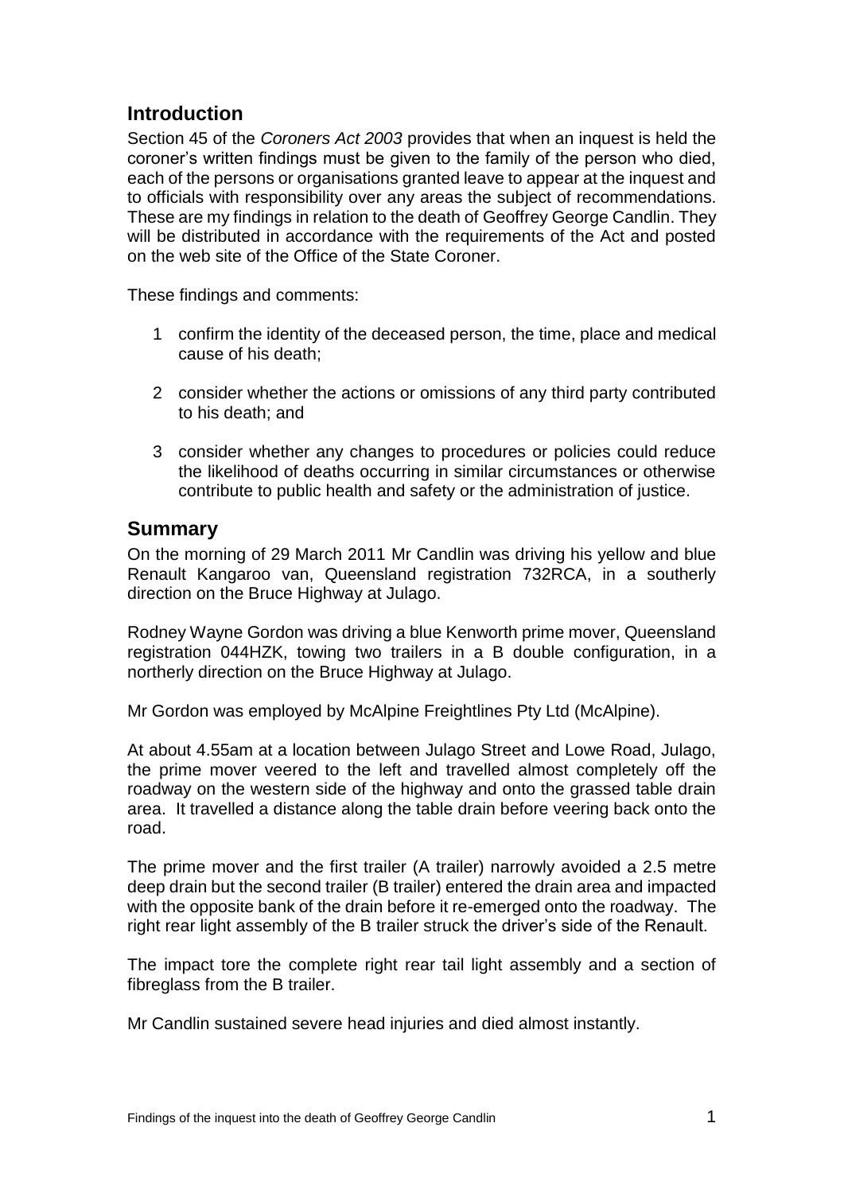## Introduction

Section 45 of the *Coroners Act 2003* provides that when an inquest is held the coroner's written findings must be given to the family of the person who died, each of the persons or organisations granted leave to appear at the inquest and to officials with responsibility over any areas the subject of recommendations. These are my findings in relation to the death of Geoffrey George Candlin. They will be distributed in accordance with the requirements of the Act and posted on the web site of the Office of the State Coroner.

These findings and comments:

1. confirm the identity of the deceased person, the time, place and medical cause of his death;

2. consider whether the actions or omissions of any third party contributed to his death; and

3. consider whether any changes to procedures or policies could reduce the likelihood of deaths occurring in similar circumstances or otherwise contribute to public health and safety or the administration of justice.

## Summary

On the morning of 29 March 2011 Mr Candlin was driving his yellow and blue Renault Kangaroo van, Queensland registration 732RCA, in a southerly direction on the Bruce Highway at Julago.

Rodney Wayne Gordon was driving a blue Kenworth prime mover, Queensland registration 044HZK, towing two trailers in a B double configuration, in a northerly direction on the Bruce Highway at Julago.

Mr Gordon was employed by McAlpine Freightlines Pty Ltd (McAlpine).

At about 4.55am at a location between Julago Street and Lowe Road, Julago, the prime mover veered to the left and travelled almost completely off the roadway on the western side of the highway and onto the grassed table drain area. It travelled a distance along the table drain before veering back onto the road.

The prime mover and the first trailer (A trailer) narrowly avoided a 2.5 metre deep drain but the second trailer (B trailer) entered the drain area and impacted with the opposite bank of the drain before it re-emerged onto the roadway. The right rear light assembly of the B trailer struck the driver's side of the Renault.

The impact tore the complete right rear tail light assembly and a section of fibreglass from the B trailer.

Mr Candlin sustained severe head injuries and died almost instantly.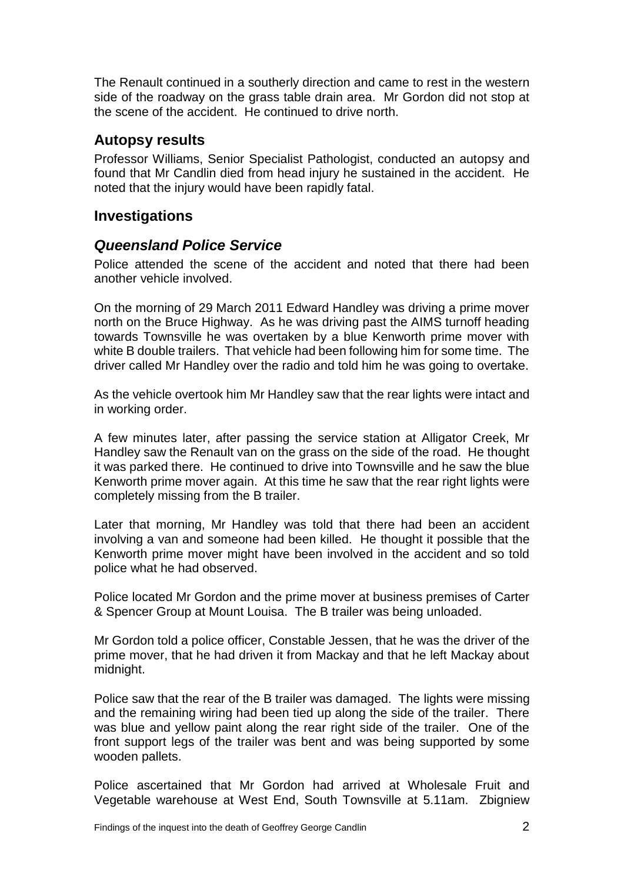The Renault continued in a southerly direction and came to rest in the western side of the roadway on the grass table drain area. Mr Gordon did not stop at the scene of the accident. He continued to drive north.

## Autopsy results

Professor Williams, Senior Specialist Pathologist, conducted an autopsy and found that Mr Candlin died from head injury he sustained in the accident. He noted that the injury would have been rapidly fatal.

## Investigations

### *Queensland Police Service*

Police attended the scene of the accident and noted that there had been another vehicle involved.

On the morning of 29 March 2011 Edward Handley was driving a prime mover north on the Bruce Highway. As he was driving past the AIMS turnoff heading towards Townsville he was overtaken by a blue Kenworth prime mover with white B double trailers. That vehicle had been following him for some time. The driver called Mr Handley over the radio and told him he was going to overtake.

As the vehicle overtook him Mr Handley saw that the rear lights were intact and in working order.

A few minutes later, after passing the service station at Alligator Creek, Mr Handley saw the Renault van on the grass on the side of the road. He thought it was parked there. He continued to drive into Townsville and he saw the blue Kenworth prime mover again. At this time he saw that the rear right lights were completely missing from the B trailer.

Later that morning, Mr Handley was told that there had been an accident involving a van and someone had been killed. He thought it possible that the Kenworth prime mover might have been involved in the accident and so told police what he had observed.

Police located Mr Gordon and the prime mover at business premises of Carter & Spencer Group at Mount Louisa. The B trailer was being unloaded.

Mr Gordon told a police officer, Constable Jessen, that he was the driver of the prime mover, that he had driven it from Mackay and that he left Mackay about midnight.

Police saw that the rear of the B trailer was damaged. The lights were missing and the remaining wiring had been tied up along the side of the trailer. There was blue and yellow paint along the rear right side of the trailer. One of the front support legs of the trailer was bent and was being supported by some wooden pallets.

Police ascertained that Mr Gordon had arrived at Wholesale Fruit and Vegetable warehouse at West End, South Townsville at 5.11am. Zbigniew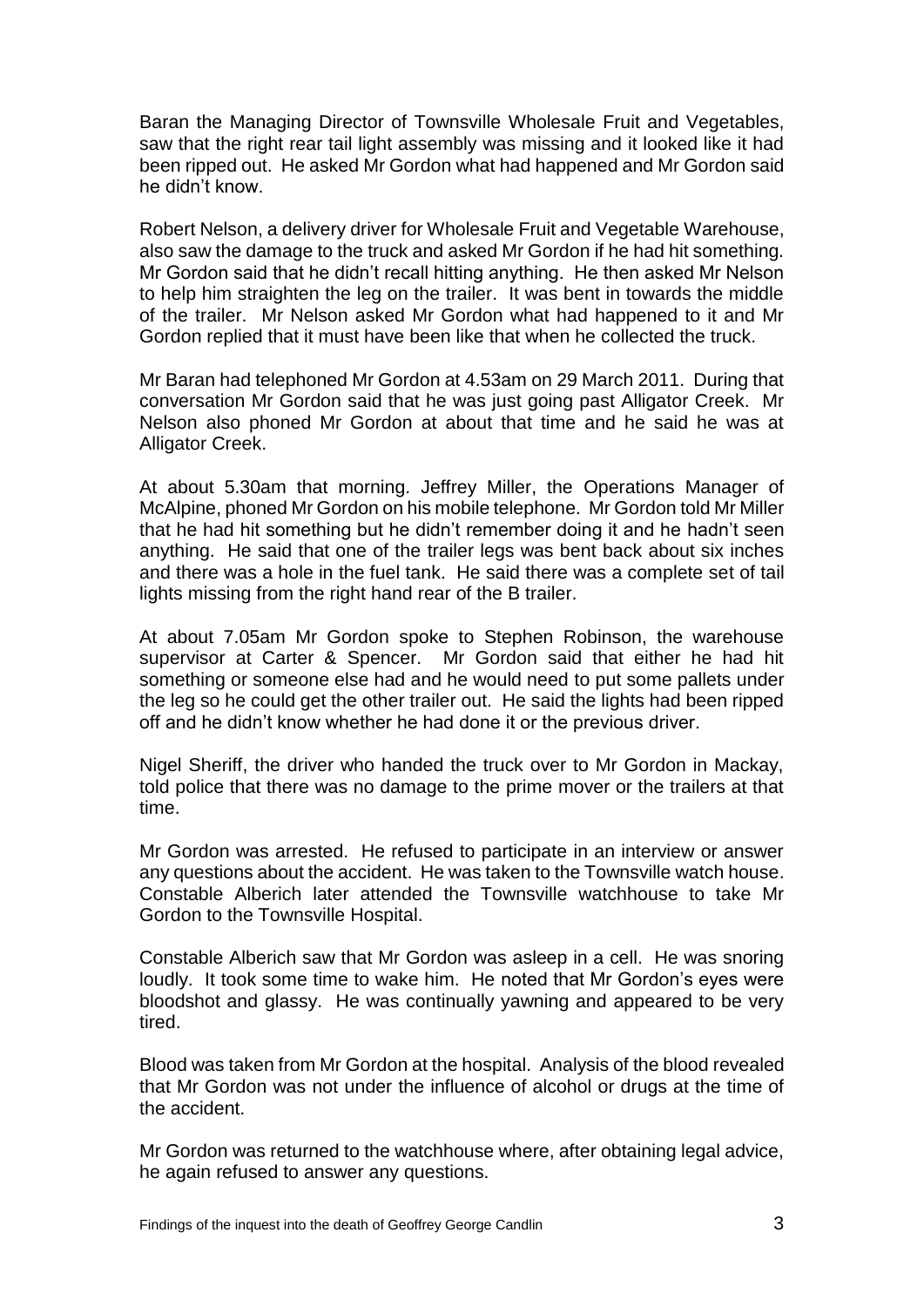Baran the Managing Director of Townsville Wholesale Fruit and Vegetables, saw that the right rear tail light assembly was missing and it looked like it had been ripped out. He asked Mr Gordon what had happened and Mr Gordon said he didn't know.

Robert Nelson, a delivery driver for Wholesale Fruit and Vegetable Warehouse, also saw the damage to the truck and asked Mr Gordon if he had hit something. Mr Gordon said that he didn't recall hitting anything. He then asked Mr Nelson to help him straighten the leg on the trailer. It was bent in towards the middle of the trailer. Mr Nelson asked Mr Gordon what had happened to it and Mr Gordon replied that it must have been like that when he collected the truck.

Mr Baran had telephoned Mr Gordon at 4.53am on 29 March 2011. During that conversation Mr Gordon said that he was just going past Alligator Creek. Mr Nelson also phoned Mr Gordon at about that time and he said he was at Alligator Creek.

At about 5.30am that morning. Jeffrey Miller, the Operations Manager of McAlpine, phoned Mr Gordon on his mobile telephone. Mr Gordon told Mr Miller that he had hit something but he didn't remember doing it and he hadn't seen anything. He said that one of the trailer legs was bent back about six inches and there was a hole in the fuel tank. He said there was a complete set of tail lights missing from the right hand rear of the B trailer.

At about 7.05am Mr Gordon spoke to Stephen Robinson, the warehouse supervisor at Carter & Spencer. Mr Gordon said that either he had hit something or someone else had and he would need to put some pallets under the leg so he could get the other trailer out. He said the lights had been ripped off and he didn't know whether he had done it or the previous driver.

Nigel Sheriff, the driver who handed the truck over to Mr Gordon in Mackay, told police that there was no damage to the prime mover or the trailers at that time.

Mr Gordon was arrested. He refused to participate in an interview or answer any questions about the accident. He was taken to the Townsville watch house. Constable Alberich later attended the Townsville watchhouse to take Mr Gordon to the Townsville Hospital.

Constable Alberich saw that Mr Gordon was asleep in a cell. He was snoring loudly. It took some time to wake him. He noted that Mr Gordon's eyes were bloodshot and glassy. He was continually yawning and appeared to be very tired.

Blood was taken from Mr Gordon at the hospital. Analysis of the blood revealed that Mr Gordon was not under the influence of alcohol or drugs at the time of the accident.

Mr Gordon was returned to the watchhouse where, after obtaining legal advice, he again refused to answer any questions.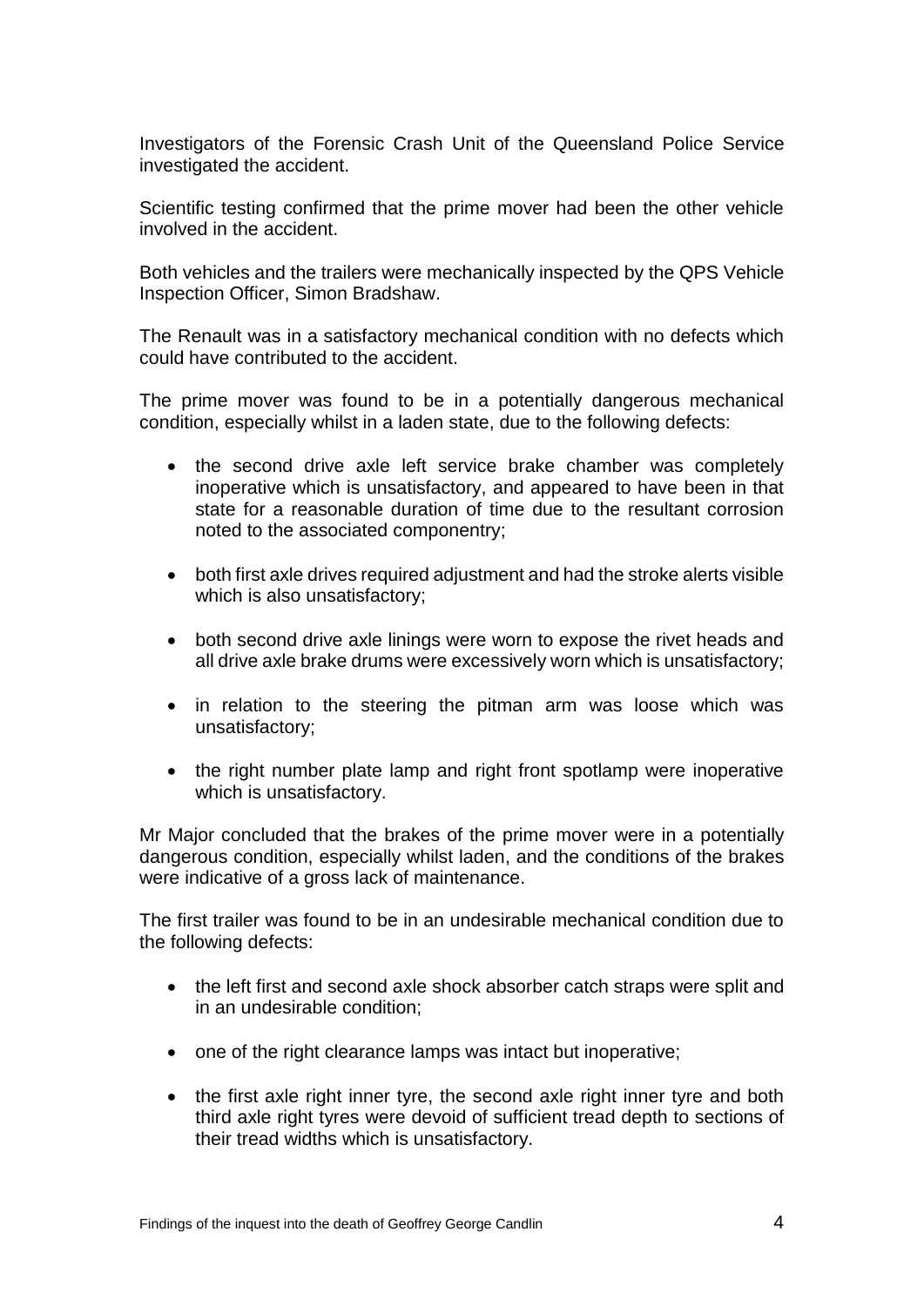Investigators of the Forensic Crash Unit of the Queensland Police Service investigated the accident.

Scientific testing confirmed that the prime mover had been the other vehicle involved in the accident.

Both vehicles and the trailers were mechanically inspected by the QPS Vehicle Inspection Officer, Simon Bradshaw.

The Renault was in a satisfactory mechanical condition with no defects which could have contributed to the accident.

The prime mover was found to be in a potentially dangerous mechanical condition, especially whilst in a laden state, due to the following defects:

- the second drive axle left service brake chamber was completely inoperative which is unsatisfactory, and appeared to have been in that state for a reasonable duration of time due to the resultant corrosion noted to the associated componentry;

- both first axle drives required adjustment and had the stroke alerts visible which is also unsatisfactory;

- both second drive axle linings were worn to expose the rivet heads and all drive axle brake drums were excessively worn which is unsatisfactory;

- in relation to the steering the pitman arm was loose which was unsatisfactory;

- the right number plate lamp and right front spotlamp were inoperative which is unsatisfactory.

Mr Major concluded that the brakes of the prime mover were in a potentially dangerous condition, especially whilst laden, and the conditions of the brakes were indicative of a gross lack of maintenance.

The first trailer was found to be in an undesirable mechanical condition due to the following defects:

- the left first and second axle shock absorber catch straps were split and in an undesirable condition;

- one of the right clearance lamps was intact but inoperative;

- the first axle right inner tyre, the second axle right inner tyre and both third axle right tyres were devoid of sufficient tread depth to sections of their tread widths which is unsatisfactory.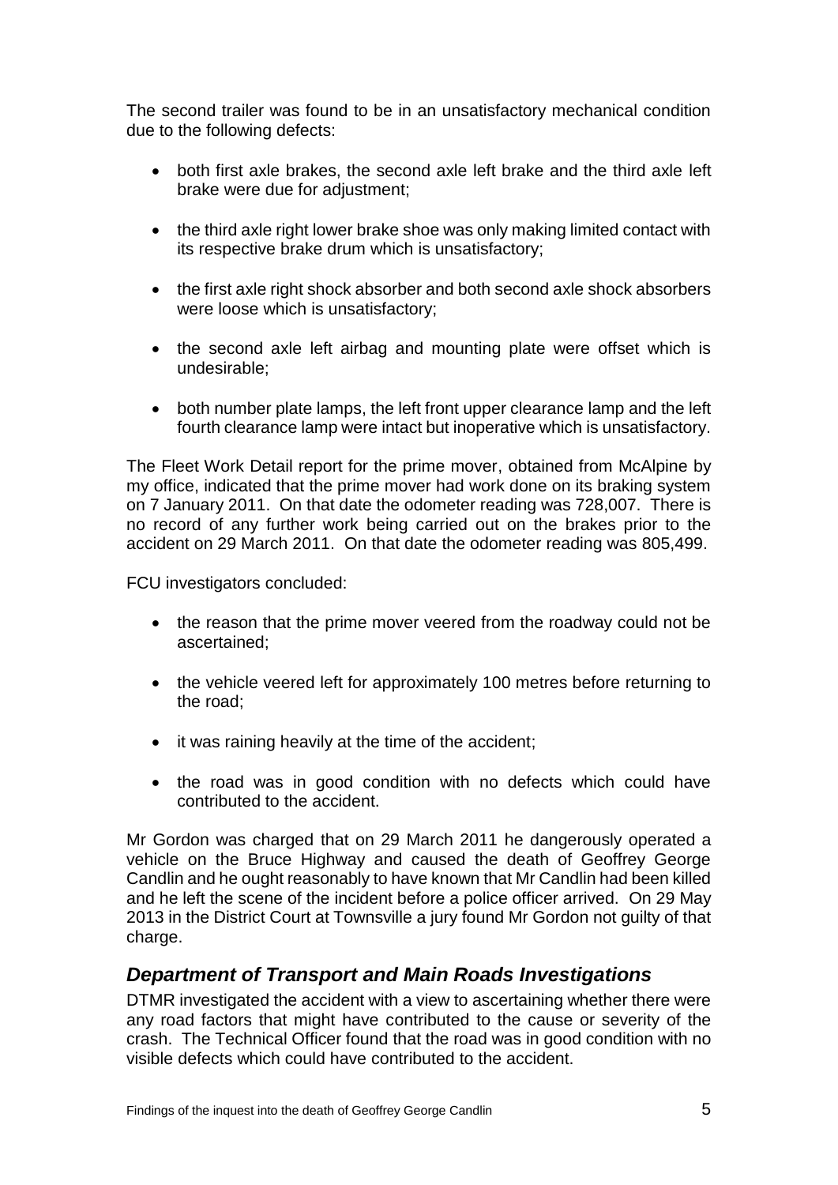The second trailer was found to be in an unsatisfactory mechanical condition due to the following defects:

- both first axle brakes, the second axle left brake and the third axle left brake were due for adjustment;
- the third axle right lower brake shoe was only making limited contact with its respective brake drum which is unsatisfactory;
- the first axle right shock absorber and both second axle shock absorbers were loose which is unsatisfactory;
- the second axle left airbag and mounting plate were offset which is undesirable;
- both number plate lamps, the left front upper clearance lamp and the left fourth clearance lamp were intact but inoperative which is unsatisfactory.

The Fleet Work Detail report for the prime mover, obtained from McAlpine by my office, indicated that the prime mover had work done on its braking system on 7 January 2011. On that date the odometer reading was 728,007. There is no record of any further work being carried out on the brakes prior to the accident on 29 March 2011. On that date the odometer reading was 805,499.

FCU investigators concluded:

- the reason that the prime mover veered from the roadway could not be ascertained;
- the vehicle veered left for approximately 100 metres before returning to the road;
- it was raining heavily at the time of the accident;
- the road was in good condition with no defects which could have contributed to the accident.

Mr Gordon was charged that on 29 March 2011 he dangerously operated a vehicle on the Bruce Highway and caused the death of Geoffrey George Candlin and he ought reasonably to have known that Mr Candlin had been killed and he left the scene of the incident before a police officer arrived. On 29 May 2013 in the District Court at Townsville a jury found Mr Gordon not guilty of that charge.

## *Department of Transport and Main Roads Investigations*

DTMR investigated the accident with a view to ascertaining whether there were any road factors that might have contributed to the cause or severity of the crash. The Technical Officer found that the road was in good condition with no visible defects which could have contributed to the accident.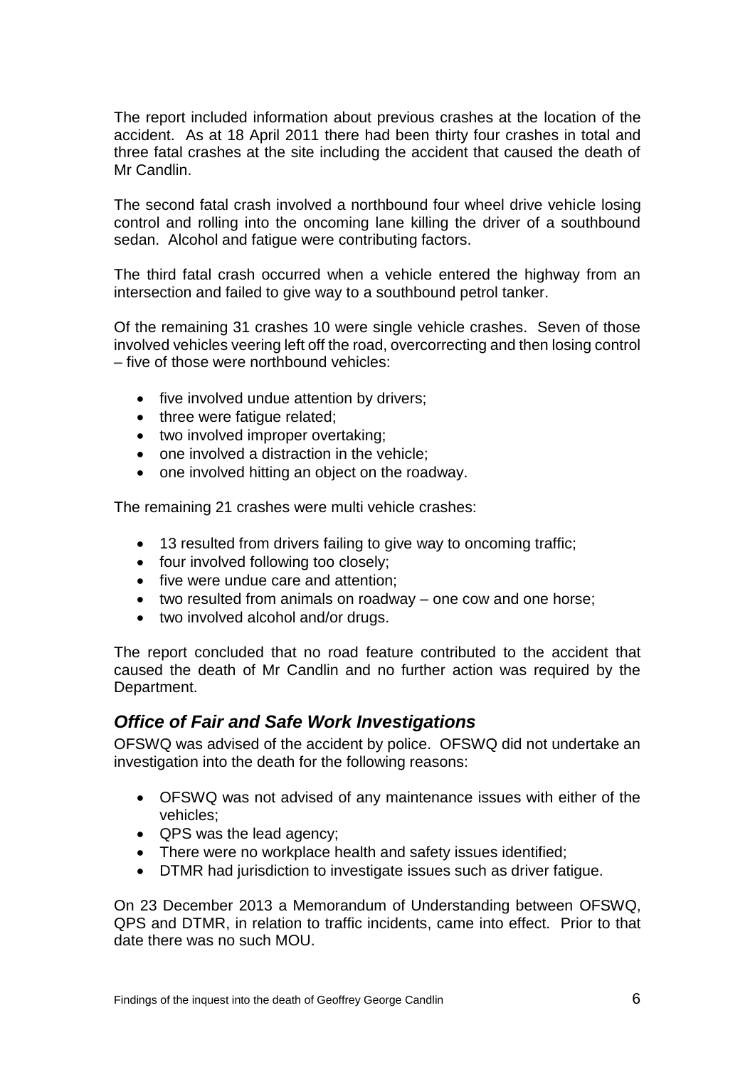The report included information about previous crashes at the location of the accident. As at 18 April 2011 there had been thirty four crashes in total and three fatal crashes at the site including the accident that caused the death of Mr Candlin.

The second fatal crash involved a northbound four wheel drive vehicle losing control and rolling into the oncoming lane killing the driver of a southbound sedan. Alcohol and fatigue were contributing factors.

The third fatal crash occurred when a vehicle entered the highway from an intersection and failed to give way to a southbound petrol tanker.

Of the remaining 31 crashes 10 were single vehicle crashes. Seven of those involved vehicles veering left off the road, overcorrecting and then losing control – five of those were northbound vehicles:

- five involved undue attention by drivers;
- three were fatigue related;
- two involved improper overtaking;
- one involved a distraction in the vehicle;
- one involved hitting an object on the roadway.

The remaining 21 crashes were multi vehicle crashes:

- 13 resulted from drivers failing to give way to oncoming traffic;
- four involved following too closely;
- five were undue care and attention;
- two resulted from animals on roadway – one cow and one horse;
- two involved alcohol and/or drugs.

The report concluded that no road feature contributed to the accident that caused the death of Mr Candlin and no further action was required by the Department.

## *Office of Fair and Safe Work Investigations*

OFSWQ was advised of the accident by police. OFSWQ did not undertake an investigation into the death for the following reasons:

- OFSWQ was not advised of any maintenance issues with either of the vehicles;
- QPS was the lead agency;
- There were no workplace health and safety issues identified;
- DTMR had jurisdiction to investigate issues such as driver fatigue.

On 23 December 2013 a Memorandum of Understanding between OFSWQ, QPS and DTMR, in relation to traffic incidents, came into effect. Prior to that date there was no such MOU.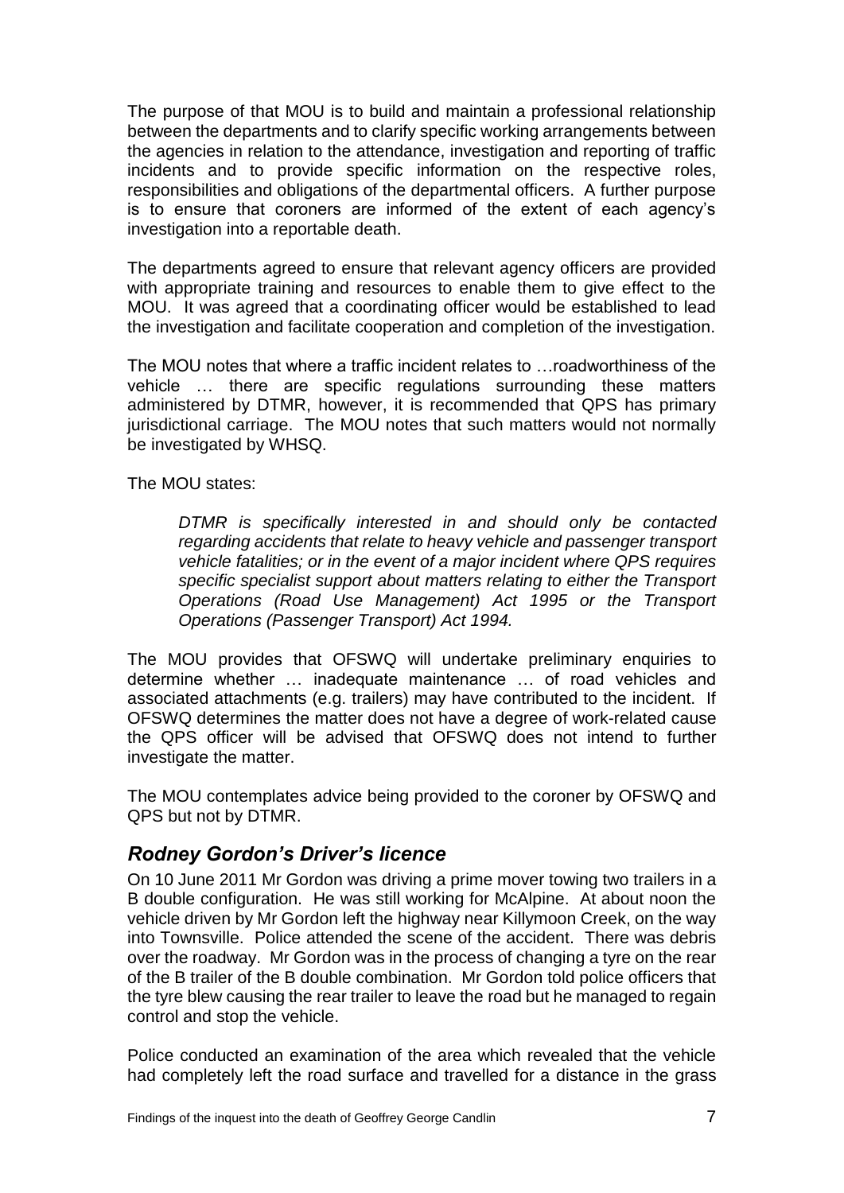The purpose of that MOU is to build and maintain a professional relationship between the departments and to clarify specific working arrangements between the agencies in relation to the attendance, investigation and reporting of traffic incidents and to provide specific information on the respective roles, responsibilities and obligations of the departmental officers. A further purpose is to ensure that coroners are informed of the extent of each agency's investigation into a reportable death.

The departments agreed to ensure that relevant agency officers are provided with appropriate training and resources to enable them to give effect to the MOU. It was agreed that a coordinating officer would be established to lead the investigation and facilitate cooperation and completion of the investigation.

The MOU notes that where a traffic incident relates to …roadworthiness of the vehicle … there are specific regulations surrounding these matters administered by DTMR, however, it is recommended that QPS has primary jurisdictional carriage. The MOU notes that such matters would not normally be investigated by WHSQ.

The MOU states:

> *DTMR is specifically interested in and should only be contacted regarding accidents that relate to heavy vehicle and passenger transport vehicle fatalities; or in the event of a major incident where QPS requires specific specialist support about matters relating to either the Transport Operations (Road Use Management) Act 1995 or the Transport Operations (Passenger Transport) Act 1994.*

The MOU provides that OFSWQ will undertake preliminary enquiries to determine whether … inadequate maintenance … of road vehicles and associated attachments (e.g. trailers) may have contributed to the incident. If OFSWQ determines the matter does not have a degree of work-related cause the QPS officer will be advised that OFSWQ does not intend to further investigate the matter.

The MOU contemplates advice being provided to the coroner by OFSWQ and QPS but not by DTMR.

## *Rodney Gordon's Driver's licence*

On 10 June 2011 Mr Gordon was driving a prime mover towing two trailers in a B double configuration. He was still working for McAlpine. At about noon the vehicle driven by Mr Gordon left the highway near Killymoon Creek, on the way into Townsville. Police attended the scene of the accident. There was debris over the roadway. Mr Gordon was in the process of changing a tyre on the rear of the B trailer of the B double combination. Mr Gordon told police officers that the tyre blew causing the rear trailer to leave the road but he managed to regain control and stop the vehicle.

Police conducted an examination of the area which revealed that the vehicle had completely left the road surface and travelled for a distance in the grass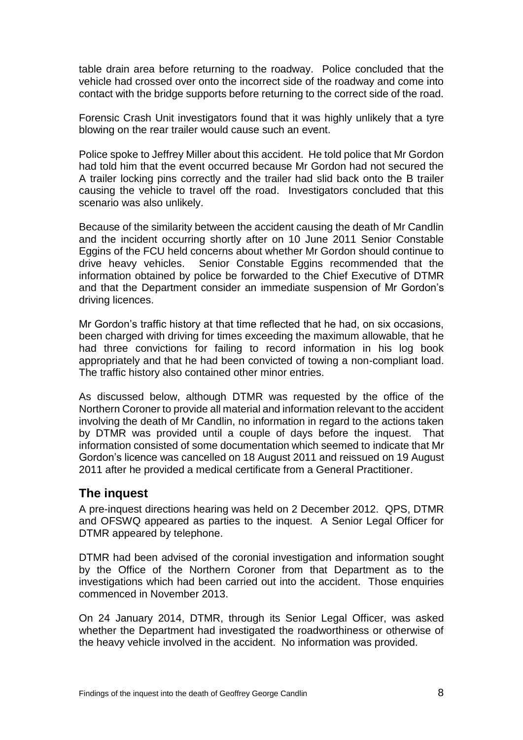table drain area before returning to the roadway. Police concluded that the vehicle had crossed over onto the incorrect side of the roadway and come into contact with the bridge supports before returning to the correct side of the road.

Forensic Crash Unit investigators found that it was highly unlikely that a tyre blowing on the rear trailer would cause such an event.

Police spoke to Jeffrey Miller about this accident. He told police that Mr Gordon had told him that the event occurred because Mr Gordon had not secured the A trailer locking pins correctly and the trailer had slid back onto the B trailer causing the vehicle to travel off the road. Investigators concluded that this scenario was also unlikely.

Because of the similarity between the accident causing the death of Mr Candlin and the incident occurring shortly after on 10 June 2011 Senior Constable Eggins of the FCU held concerns about whether Mr Gordon should continue to drive heavy vehicles. Senior Constable Eggins recommended that the information obtained by police be forwarded to the Chief Executive of DTMR and that the Department consider an immediate suspension of Mr Gordon's driving licences.

Mr Gordon's traffic history at that time reflected that he had, on six occasions, been charged with driving for times exceeding the maximum allowable, that he had three convictions for failing to record information in his log book appropriately and that he had been convicted towing a non-compliant load. The traffic history also contained other minor entries.

As discussed below, although DTMR was requested by the office of the Northern Coroner to provide all material and information relevant to the accident involving the death of Mr Candlin, no information in regard to the actions taken by DTMR was provided until a couple of days before the inquest. That information consisted of some documentation which seemed to indicate that Mr Gordon's licence was cancelled on 18 August 2011 and reissued on 19 August 2011 after he provided a medical certificate from a General Practitioner.

## The inquest

A pre-inquest directions hearing was held on 2 December 2012. QPS, DTMR and OFSWQ appeared as parties to the inquest. A Senior Legal Officer for DTMR appeared by telephone.

DTMR had been advised of the coronial investigation and information sought by the Office of the Northern Coroner from that Department as to the investigations which had been carried out into the accident. Those enquiries commenced in November 2013.

On 24 January 2014, DTMR, through its Senior Legal Officer, was asked whether the Department had investigated the roadworthiness or otherwise of the heavy vehicle involved in the accident. No information was provided.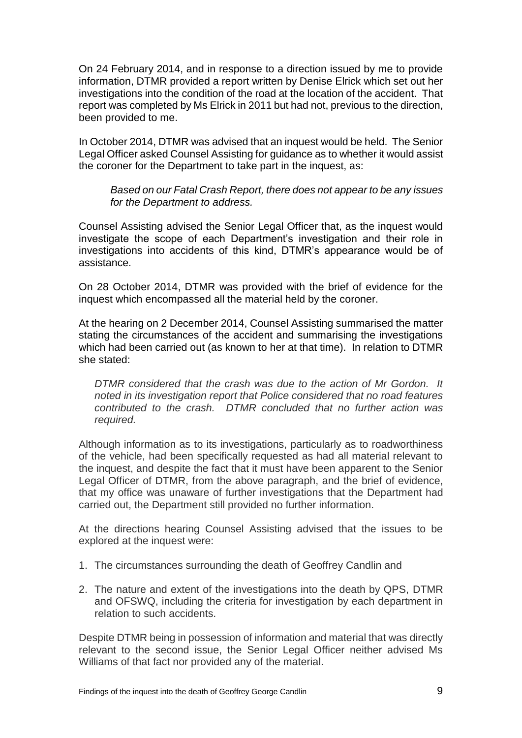On 24 February 2014, and in response to a direction issued by me to provide information, DTMR provided a report written by Denise Elrick which set out her investigations into the condition of the road at the location of the accident. That report was completed by Ms Elrick in 2011 but had not, previous to the direction, been provided to me.

In October 2014, DTMR was advised that an inquest would be held. The Senior Legal Officer asked Counsel Assisting for guidance as to whether it would assist the coroner for the Department to take part in the inquest, as:

> *Based on our Fatal Crash Report, there does not appear to be any issues for the Department to address.*

Counsel Assisting advised the Senior Legal Officer that, as the inquest would investigate the scope of each Department's investigation and their role in investigations into accidents of this kind, DTMR's appearance would be of assistance.

On 28 October 2014, DTMR was provided with the brief of evidence for the inquest which encompassed all the material held by the coroner.

At the hearing on 2 December 2014, Counsel Assisting summarised the matter stating the circumstances of the accident and summarising the investigations which had been carried out (as known to her at that time). In relation to DTMR she stated:

> *DTMR considered that the crash was due to the action of Mr Gordon. It noted in its investigation report that Police considered that no road features contributed to the crash. DTMR concluded that no further action was required.*

Although information as to its investigations, particularly as to roadworthiness of the vehicle, had been specifically requested as had all material relevant to the inquest, and despite the fact that it must have been apparent to the Senior Legal Officer of DTMR, from the above paragraph, and the brief of evidence, that my office was unaware of further investigations that the Department had carried out, the Department still provided no further information.

At the directions hearing Counsel Assisting advised that the issues to be explored at the inquest were:

1. The circumstances surrounding the death of Geoffrey Candlin and

2. The nature and extent of the investigations into the death by QPS, DTMR and OFSWQ, including the criteria for investigation by each department in relation to such accidents.

Despite DTMR being in possession of information and material that was directly relevant to the second issue, the Senior Legal Officer neither advised Ms Williams of that fact nor provided any of the material.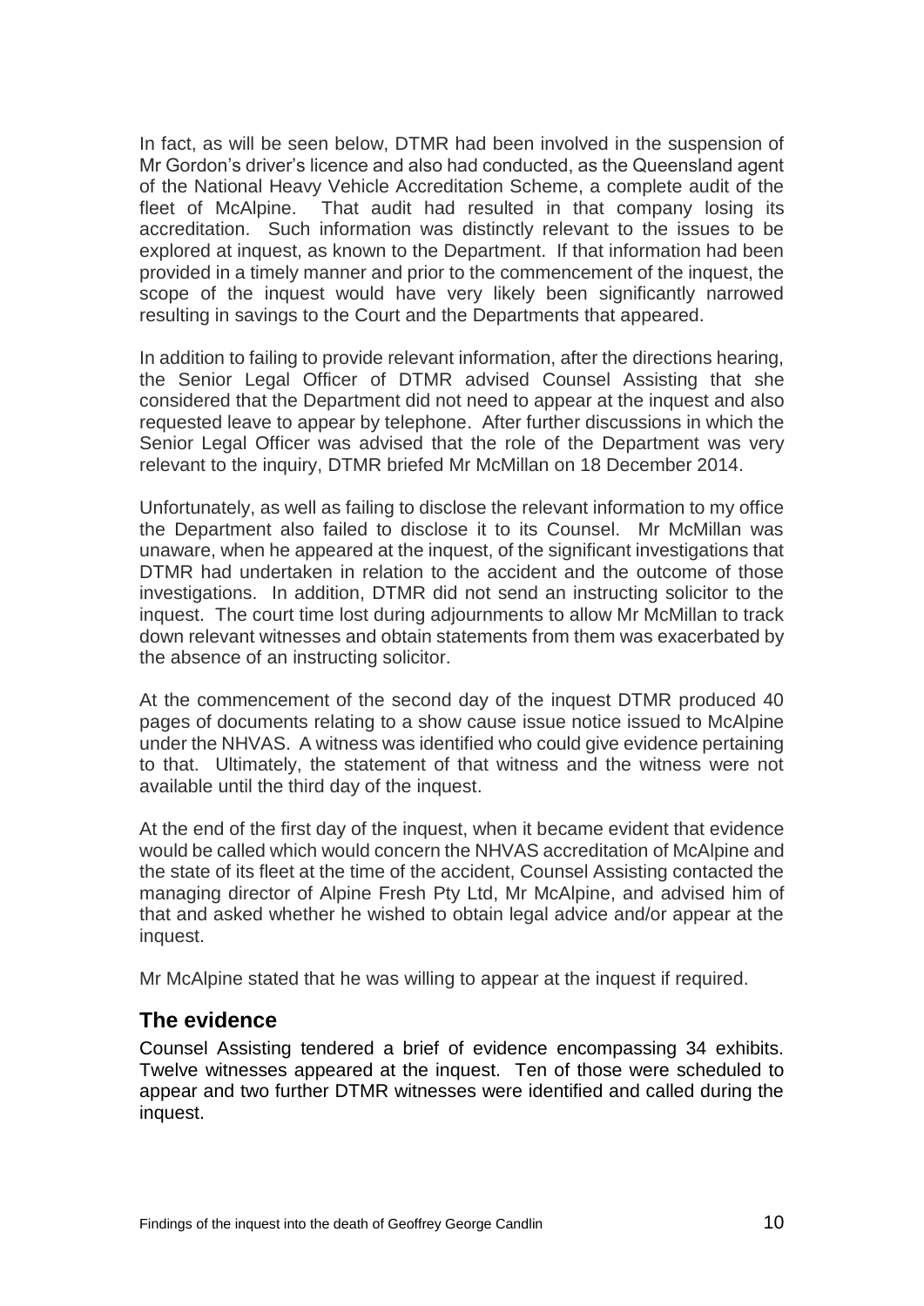In fact, as will be seen below, DTMR had been involved in the suspension of Mr Gordon's driver's licence and also had conducted, as the Queensland agent of the National Heavy Vehicle Accreditation Scheme, a complete audit of the fleet of McAlpine. That audit had resulted in that company losing its accreditation. Such information was distinctly relevant to the issues to be explored at inquest, as known to the Department. If that information had been provided in a timely manner and prior to the commencement of the inquest, the scope of the inquest would have very likely been significantly narrowed resulting in savings to the Court and the Departments that appeared.

In addition to failing to provide relevant information, after the directions hearing, the Senior Legal Officer of DTMR advised Counsel Assisting that she considered that the Department did not need to appear at the inquest and also requested leave to appear by telephone. After further discussions in which the Senior Legal Officer was advised that the role of the Department was very relevant to the inquiry, DTMR briefed Mr McMillan on 18 December 2014.

Unfortunately, as well as failing to disclose the relevant information to my office the Department also failed to disclose it to its Counsel. Mr McMillan was unaware, when he appeared at the inquest, of the significant investigations that DTMR had undertaken in relation to the accident and the outcome of those investigations. In addition, DTMR did not send an instructing solicitor to the inquest. The court time lost during adjournments to allow Mr McMillan to track down relevant witnesses and obtain statements from them was exacerbated by the absence of an instructing solicitor.

At the commencement of the second day of the inquest DTMR produced 40 pages of documents relating to a show cause issue notice issued to McAlpine under the NHVAS. A witness was identified who could give evidence pertaining to that. Ultimately, the statement of that witness and the witness were not available until the third day of the inquest.

At the end of the first day of the inquest, when it became evident that evidence would be called which would concern the NHVAS accreditation of McAlpine and the state of its fleet at the time of the accident, Counsel Assisting contacted the managing director of Alpine Fresh Pty Ltd, Mr McAlpine, and advised him of that and asked whether he wished to obtain legal advice and/or appear at the inquest.

Mr McAlpine stated that he was willing to appear at the inquest if required.

## The evidence

Counsel Assisting tendered a brief of evidence encompassing 34 exhibits. Twelve witnesses appeared at the inquest. Ten of those were scheduled to appear and two further DTMR witnesses were identified and called during the inquest.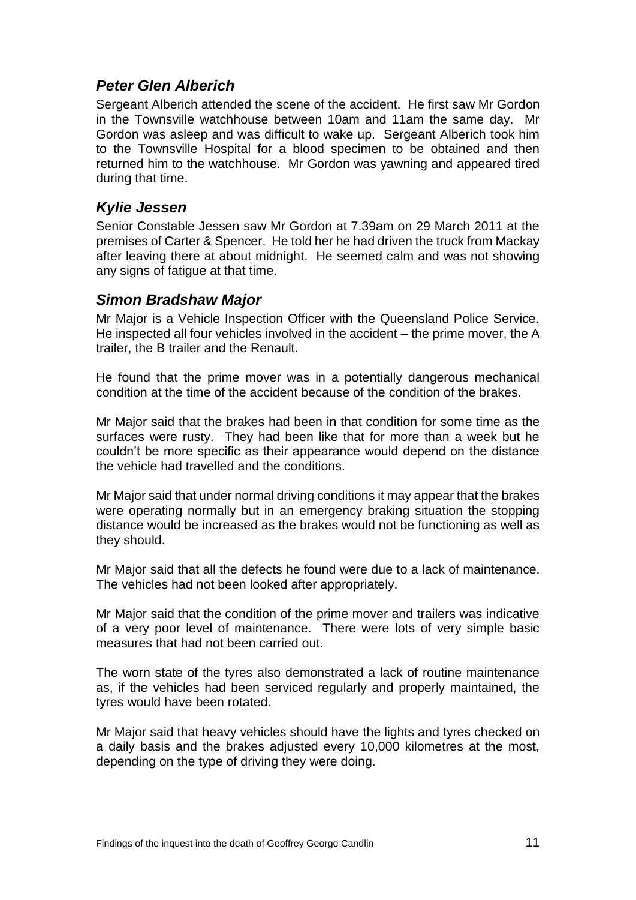### *Peter Glen Alberich*

Sergeant Alberich attended the scene of the accident. He first saw Mr Gordon in the Townsville watchhouse between 10am and 11am the same day. Mr Gordon was asleep and was difficult to wake up. Sergeant Alberich took him to the Townsville Hospital for a blood specimen to be obtained and then returned him to the watchhouse. Mr Gordon was yawning and appeared tired during that time.

### *Kylie Jessen*

Senior Constable Jessen saw Mr Gordon at 7.39am on 29 March 2011 at the premises of Carter & Spencer. He told her he had driven the truck from Mackay after leaving there at about midnight. He seemed calm and was not showing any signs of fatigue at that time.

### *Simon Bradshaw Major*

Mr Major is a Vehicle Inspection Officer with the Queensland Police Service. He inspected all four vehicles involved in the accident – the prime mover, the A trailer, the B trailer and the Renault.

He found that the prime mover was in a potentially dangerous mechanical condition at the time of the accident because of the condition of the brakes.

Mr Major said that the brakes had been in that condition for some time as the surfaces were rusty. They had been like that for more than a week but he couldn't be more specific as their appearance would depend on the distance the vehicle had travelled and the conditions.

Mr Major said that under normal driving conditions it may appear that the brakes were operating normally but in an emergency braking situation the stopping distance would be increased as the brakes would not be functioning as well as they should.

Mr Major said that all the defects he found were due to a lack of maintenance. The vehicles had not been looked after appropriately.

Mr Major said that the condition of the prime mover and trailers was indicative of a very poor level of maintenance. There were lots of very simple basic measures that had not been carried out.

The worn state of the tyres also demonstrated a lack of routine maintenance as, if the vehicles had been serviced regularly and properly maintained, the tyres would have been rotated.

Mr Major said that heavy vehicles should have the lights and tyres checked on a daily basis and the brakes adjusted every 10,000 kilometres at the most, depending on the type of driving they were doing.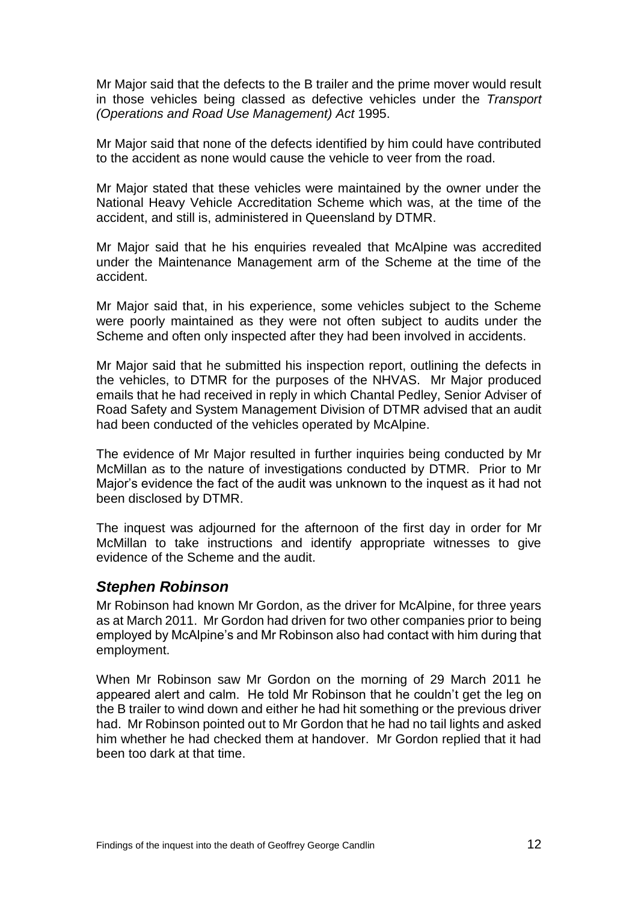Mr Major said that the defects to the B trailer and the prime mover would result in those vehicles being classed as defective vehicles under the *Transport (Operations and Road Use Management) Act* 1995.

Mr Major said that none of the defects identified by him could have contributed to the accident as none would cause the vehicle to veer from the road.

Mr Major stated that these vehicles were maintained by the owner under the National Heavy Vehicle Accreditation Scheme which was, at the time of the accident, and still is, administered in Queensland by DTMR.

Mr Major said that he his enquiries revealed that McAlpine was accredited under the Maintenance Management arm of the Scheme at the time of the accident.

Mr Major said that, in his experience, some vehicles subject to the Scheme were poorly maintained as they were not often subject to audits under the Scheme and often only inspected after they had been involved in accidents.

Mr Major said that he submitted his inspection report, outlining the defects in the vehicles, to DTMR for the purposes of the NHVAS. Mr Major produced emails that he had received in reply in which Chantal Pedley, Senior Adviser of Road Safety and System Management Division of DTMR advised that an audit had been conducted of the vehicles operated by McAlpine.

The evidence of Mr Major resulted in further inquiries being conducted by Mr McMillan as to the nature of investigations conducted by DTMR. Prior to Mr Major's evidence the fact of the audit was unknown to the inquest as it had not been disclosed by DTMR.

The inquest was adjourned for the afternoon of the first day in order for Mr McMillan to take instructions and identify appropriate witnesses to give evidence of the Scheme and the audit.

## *Stephen Robinson*

Mr Robinson had known Mr Gordon, as the driver for McAlpine, for three years as at March 2011. Mr Gordon had driven for two other companies prior to being employed by McAlpine's and Mr Robinson also had contact with him during that employment.

When Mr Robinson saw Mr Gordon on the morning of 29 March 2011 he appeared alert and calm. He told Mr Robinson that he couldn't get the leg on the B trailer to wind down and either he had hit something or the previous driver had. Mr Robinson pointed out to Mr Gordon that he had no tail lights and asked him whether he had checked them at handover. Mr Gordon replied that it had been too dark at that time.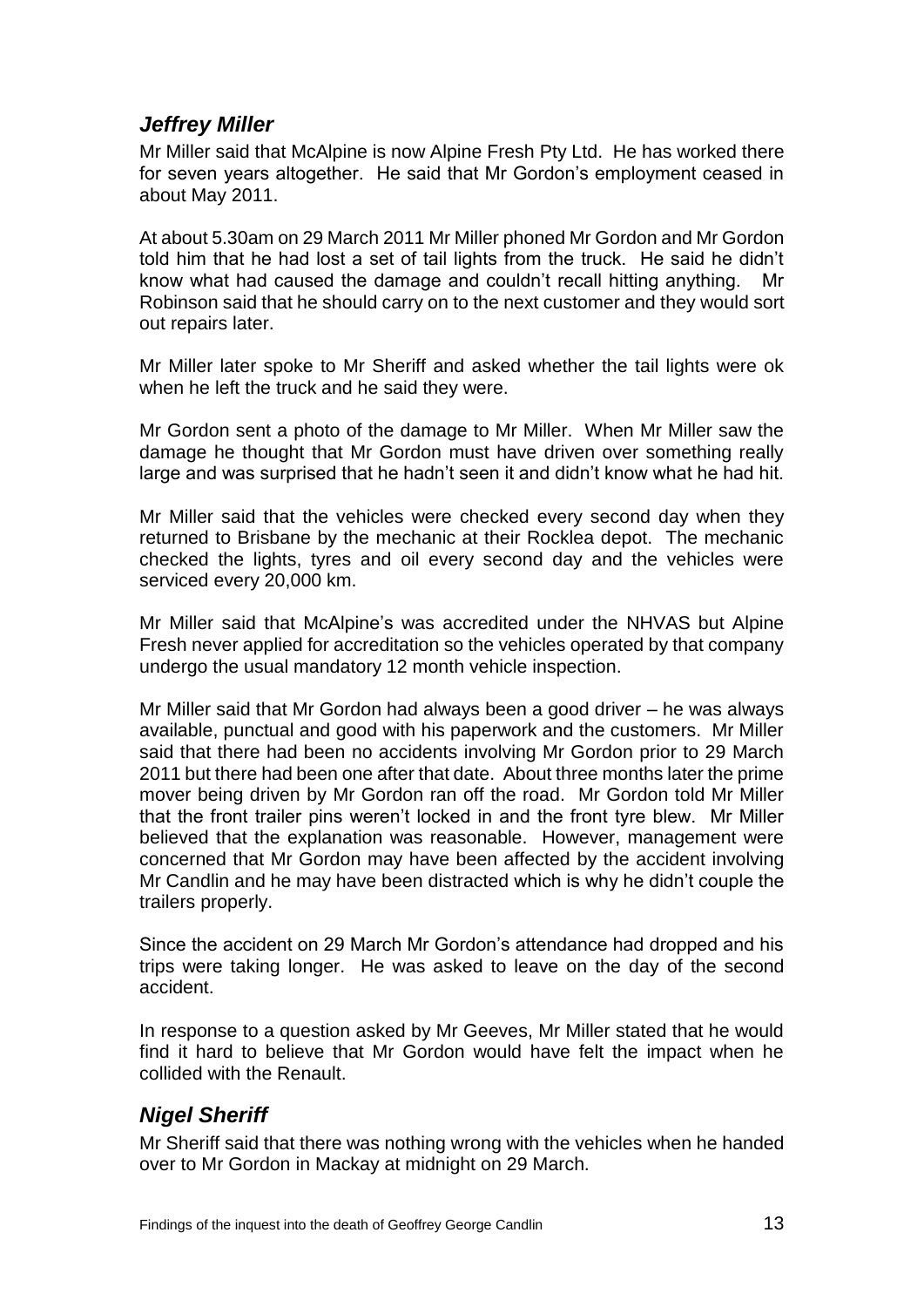### *Jeffrey Miller*

Mr Miller said that McAlpine is now Alpine Fresh Pty Ltd. He has worked there for seven years altogether. He said that Mr Gordon's employment ceased in about May 2011.

At about 5.30am on 29 March 2011 Mr Miller phoned Mr Gordon and Mr Gordon told him that he had lost a set of tail lights from the truck. He said he didn't know what had caused the damage and couldn't recall hitting anything. Mr Robinson said that he should carry on to the next customer and they would sort out repairs later.

Mr Miller later spoke to Mr Sheriff and asked whether the tail lights were ok when he left the truck and he said they were.

Mr Gordon sent a photo of the damage to Mr Miller. When Mr Miller saw the damage he thought that Mr Gordon must have driven over something really large and was surprised that he hadn't seen it and didn't know what he had hit.

Mr Miller said that the vehicles were checked every second day when they returned to Brisbane by the mechanic at their Rocklea depot. The mechanic checked the lights, tyres and oil every second day and the vehicles were serviced every 20,000 km.

Mr Miller said that McAlpine's was accredited under the NHVAS but Alpine Fresh never applied for accreditation so the vehicles operated by that company undergo the usual mandatory 12 month vehicle inspection.

Mr Miller said that Mr Gordon had always been a good driver – he was always available, punctual and good with his paperwork and the customers. Mr Miller said that there had been no accidents involving Mr Gordon prior to 29 March 2011 but there had been one after that date. About three months later the prime mover being driven by Mr Gordon ran off the road. Mr Gordon told Mr Miller that the front trailer pins weren't locked in and the front tyre blew. Mr Miller believed that the explanation was reasonable. However, management were concerned that Mr Gordon may have been affected by the accident involving Mr Candlin and he may have been distracted which is why he didn't couple the trailers properly.

Since the accident on 29 March Mr Gordon's attendance had dropped and his trips were taking longer. He was asked to leave on the day of the second accident.

In response to a question asked by Mr Geeves, Mr Miller stated that he would find it hard to believe that Mr Gordon would have felt the impact when he collided with the Renault.

### *Nigel Sheriff*

Mr Sheriff said that there was nothing wrong with the vehicles when he handed over to Mr Gordon in Mackay at midnight on 29 March.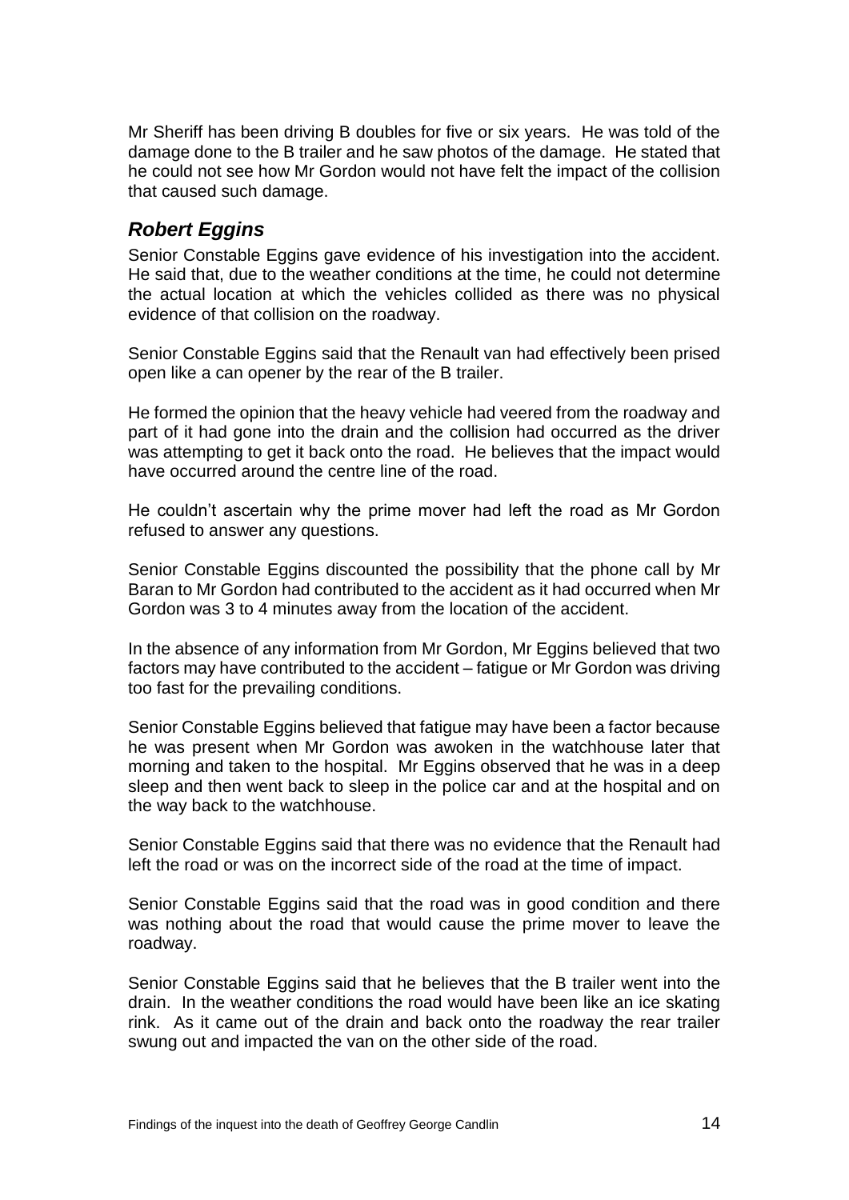Mr Sheriff has been driving B doubles for five or six years. He was told of the damage done to the B trailer and he saw photos of the damage. He stated that he could not see how Mr Gordon would not have felt the impact of the collision that caused such damage.

### *Robert Eggins*

Senior Constable Eggins gave evidence of his investigation into the accident. He said that, due to the weather conditions at the time, he could not determine the actual location at which the vehicles collided as there was no physical evidence of that collision on the roadway.

Senior Constable Eggins said that the Renault van had effectively been prised open like a can opener by the rear of the B trailer.

He formed the opinion that the heavy vehicle had veered from the roadway and part of it had gone into the drain and the collision had occurred as the driver was attempting to get it back onto the road. He believes that the impact would have occurred around the centre line of the road.

He couldn't ascertain why the prime mover had left the road as Mr Gordon refused to answer any questions.

Senior Constable Eggins discounted the possibility that the phone call by Mr Baran to Mr Gordon had contributed to the accident as it had occurred when Mr Gordon was 3 to 4 minutes away from the location of the accident.

In the absence of any information from Mr Gordon, Mr Eggins believed that two factors may have contributed to the accident – fatigue or Mr Gordon was driving too fast for the prevailing conditions.

Senior Constable Eggins believed that fatigue may have been a factor because he was present when Mr Gordon was awoken in the watchhouse later that morning and taken to the hospital. Mr Eggins observed that he was in a deep sleep and then went back to sleep in the police car and at the hospital and on the way back to the watchhouse.

Senior Constable Eggins said that there was no evidence that the Renault had left the road or was on the incorrect side of the road at the time of impact.

Senior Constable Eggins said that the road was in good condition and there was nothing about the road that would cause the prime mover to leave the roadway.

Senior Constable Eggins said that he believes that the B trailer went into the drain. In the weather conditions the road would have been like an ice skating rink. As it came out of the drain and back onto the roadway the rear trailer swung out and impacted the van on the other side of the road.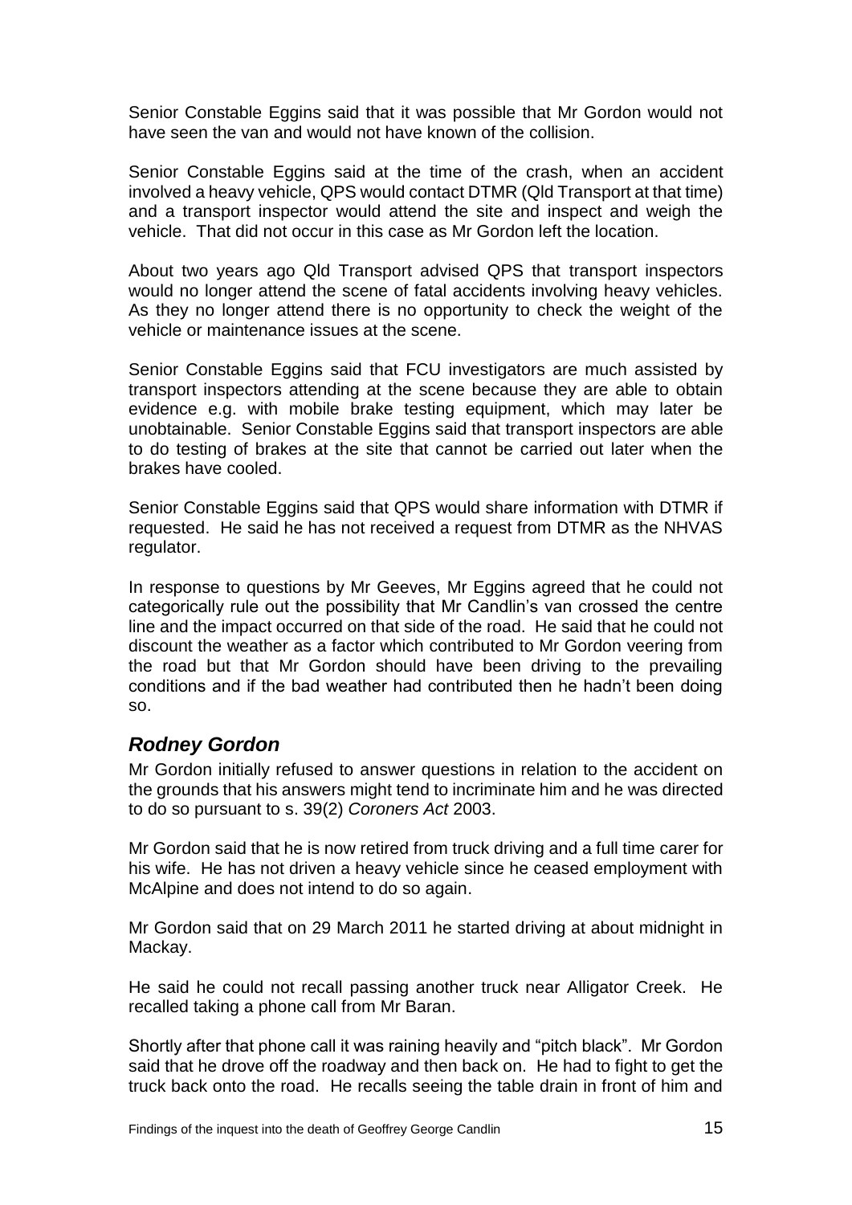Senior Constable Eggins said that it was possible that Mr Gordon would not have seen the van and would not have known of the collision.

Senior Constable Eggins said at the time of the crash, when an accident involved a heavy vehicle, QPS would contact DTMR (Qld Transport at that time) and a transport inspector would attend the site and inspect and weigh the vehicle. That did not occur in this case as Mr Gordon left the location.

About two years ago Qld Transport advised QPS that transport inspectors would no longer attend the scene of fatal accidents involving heavy vehicles. As they no longer attend there is no opportunity to check the weight of the vehicle or maintenance issues at the scene.

Senior Constable Eggins said that FCU investigators are much assisted by transport inspectors attending at the scene because they are able to obtain evidence e.g. with mobile brake testing equipment, which may later be unobtainable. Senior Constable Eggins said that transport inspectors are able to do testing of brakes at the site that cannot be carried out later when the brakes have cooled.

Senior Constable Eggins said that QPS would share information with DTMR if requested. He said he has not received a request from DTMR as the NHVAS regulator.

In response to questions by Mr Geeves, Mr Eggins agreed that he could not categorically rule out the possibility that Mr Candlin's van crossed the centre line and the impact occurred on that side of the road. He said that he could not discount the weather as a factor which contributed to Mr Gordon veering from the road but that Mr Gordon should have been driving to the prevailing conditions and if the bad weather had contributed then he hadn't been doing so.

## *Rodney Gordon*

Mr Gordon initially refused to answer questions in relation to the accident on the grounds that his answers might tend to incriminate him and he was directed to do so pursuant to s. 39(2) *Coroners Act* 2003.

Mr Gordon said that he is now retired from truck driving and a full time carer for his wife. He has not driven a heavy vehicle since he ceased employment with McAlpine and does not intend to do so again.

Mr Gordon said that on 29 March 2011 he started driving at about midnight in Mackay.

He said he could not recall passing another truck near Alligator Creek. He recalled taking a phone call from Mr Baran.

Shortly after that phone call it was raining heavily and "pitch black". Mr Gordon said that he drove off the roadway and then back on. He had to fight to get the truck back onto the road. He recalls seeing the table drain in front of him and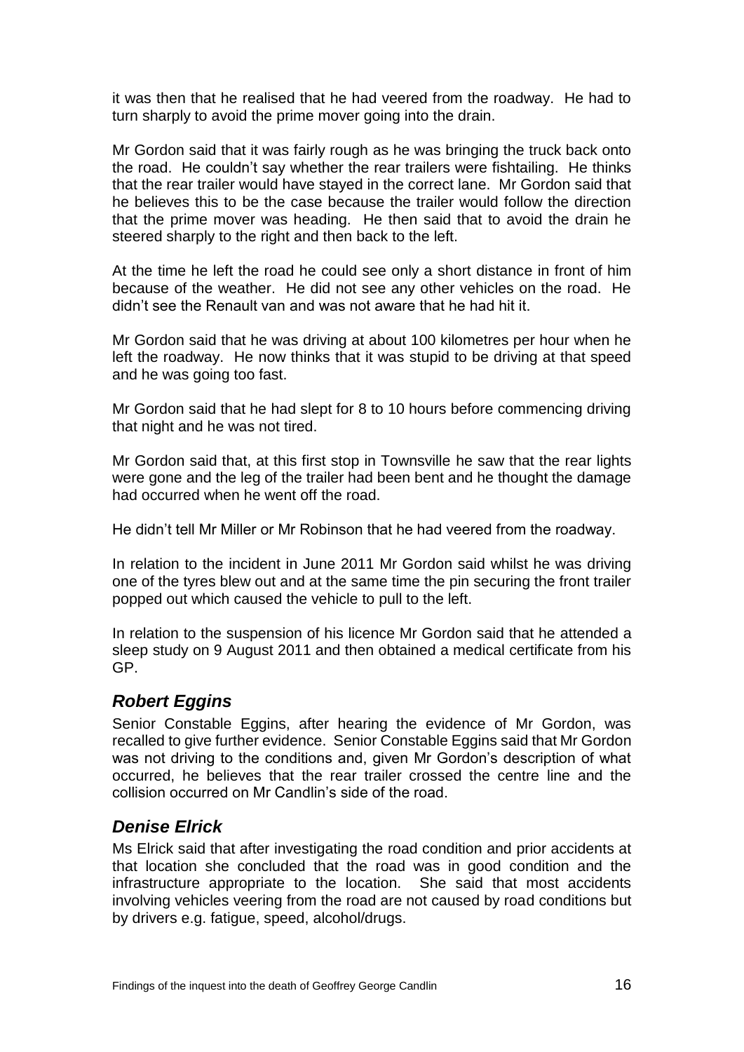it was then that he realised that he had veered from the roadway. He had to turn sharply to avoid the prime mover going into the drain.

Mr Gordon said that it was fairly rough as he was bringing the truck back onto the road. He couldn't say whether the rear trailers were fishtailing. He thinks that the rear trailer would have stayed in the correct lane. Mr Gordon said that he believes this to be the case because the trailer would follow the direction that the prime mover was heading. He then said that to avoid the drain he steered sharply to the right and then back to the left.

At the time he left the road he could see only a short distance in front of him because of the weather. He did not see any other vehicles on the road. He didn't see the Renault van and was not aware that he had hit it.

Mr Gordon said that he was driving at about 100 kilometres per hour when he left the roadway. He now thinks that it was stupid to be driving at that speed and he was going too fast.

Mr Gordon said that he had slept for 8 to 10 hours before commencing driving that night and he was not tired.

Mr Gordon said that, at this first stop in Townsville he saw that the rear lights were gone and the leg of the trailer had been bent and he thought the damage had occurred when he went off the road.

He didn't tell Mr Miller or Mr Robinson that he had veered from the roadway.

In relation to the incident in June 2011 Mr Gordon said whilst he was driving one of the tyres blew out and at the same time the pin securing the front trailer popped out which caused the vehicle to pull to the left.

In relation to the suspension of his licence Mr Gordon said that he attended a sleep study on 9 August 2011 and then obtained a medical certificate from his GP.

## *Robert Eggins*

Senior Constable Eggins, after hearing the evidence of Mr Gordon, was recalled to give further evidence. Senior Constable Eggins said that Mr Gordon was not driving to the conditions and, given Mr Gordon's description of what occurred, he believes that the rear trailer crossed the centre line and the collision occurred on Mr Candlin's side of the road.

## *Denise Elrick*

Ms Elrick said that after investigating the road condition and prior accidents at that location she concluded that the road was in good condition and the infrastructure appropriate to the location. She said that most accidents involving vehicles veering from the road are not caused by road conditions but by drivers e.g. fatigue, speed, alcohol/drugs.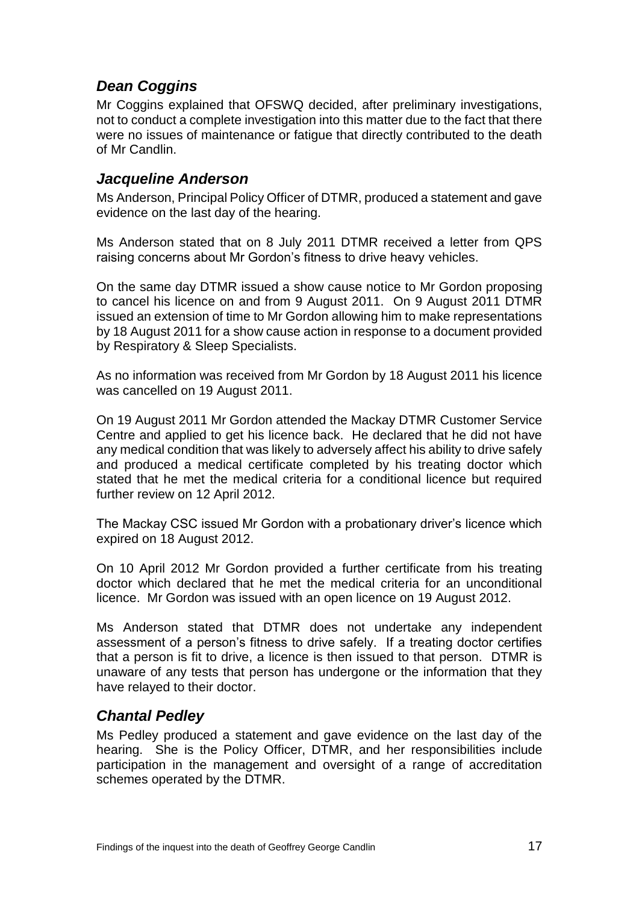### *Dean Coggins*

Mr Coggins explained that OFSWQ decided, after preliminary investigations, not to conduct a complete investigation into this matter due to the fact that there were no issues of maintenance or fatigue that directly contributed to the death of Mr Candlin.

### *Jacqueline Anderson*

Ms Anderson, Principal Policy Officer of DTMR, produced a statement and gave evidence on the last day of the hearing.

Ms Anderson stated that on 8 July 2011 DTMR received a letter from QPS raising concerns about Mr Gordon's fitness to drive heavy vehicles.

On the same day DTMR issued a show cause notice to Mr Gordon proposing to cancel his licence on and from 9 August 2011. On 9 August 2011 DTMR issued an extension of time to Mr Gordon allowing him to make representations by 18 August 2011 for a show cause action in response to a document provided by Respiratory & Sleep Specialists.

As no information was received from Mr Gordon by 18 August 2011 his licence was cancelled on 19 August 2011.

On 19 August 2011 Mr Gordon attended the Mackay DTMR Customer Service Centre and applied to get his licence back. He declared that he did not have any medical condition that was likely to adversely affect his ability to drive safely and produced a medical certificate completed by his treating doctor which stated that he met the medical criteria for a conditional licence but required further review on 12 April 2012.

The Mackay CSC issued Mr Gordon with a probationary driver's licence which expired on 18 August 2012.

On 10 April 2012 Mr Gordon provided a further certificate from his treating doctor which declared that he met the medical criteria for an unconditional licence. Mr Gordon was issued with an open licence on 19 August 2012.

Ms Anderson stated that DTMR does not undertake any independent assessment of a person's fitness to drive safely. If a treating doctor certifies that a person is fit to drive, a licence is then issued to that person. DTMR is unaware of any tests that person has undergone or the information that they have relayed to their doctor.

### *Chantal Pedley*

Ms Pedley produced a statement and gave evidence on the last day of the hearing. She is the Policy Officer, DTMR, and her responsibilities include participation in the management and oversight of a range of accreditation schemes operated by the DTMR.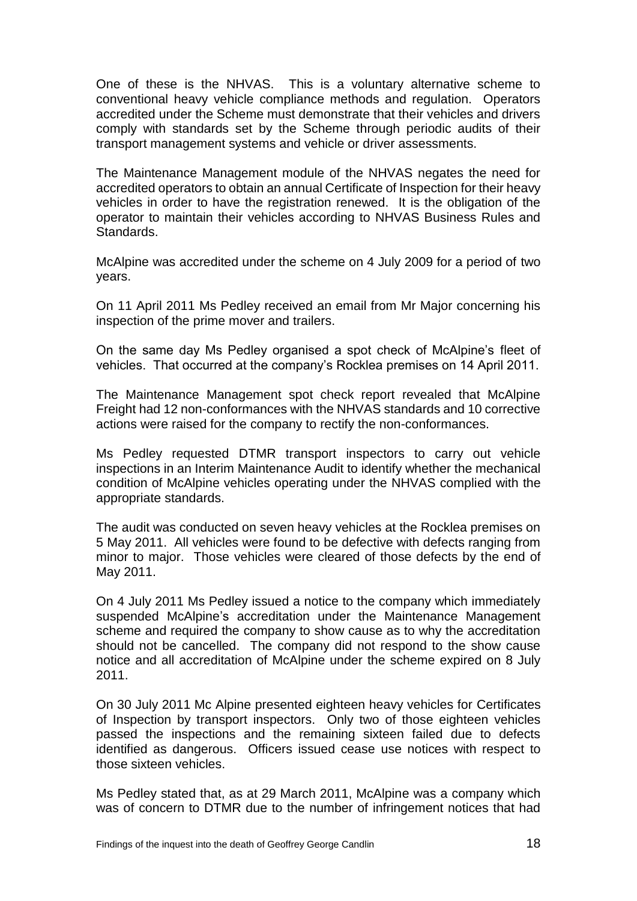One of these is the NHVAS. This is a voluntary alternative scheme to conventional heavy vehicle compliance methods and regulation. Operators accredited under the Scheme must demonstrate that their vehicles and drivers comply with standards set by the Scheme through periodic audits of their transport management systems and vehicle or driver assessments.

The Maintenance Management module of the NHVAS negates the need for accredited operators to obtain an annual Certificate of Inspection for their heavy vehicles in order to have the registration renewed. It is the obligation of the operator to maintain their vehicles according to NHVAS Business Rules and Standards.

McAlpine was accredited under the scheme on 4 July 2009 for a period of two years.

On 11 April 2011 Ms Pedley received an email from Mr Major concerning his inspection of the prime mover and trailers.

On the same day Ms Pedley organised a spot check of McAlpine's fleet of vehicles. That occurred at the company's Rocklea premises on 14 April 2011.

The Maintenance Management spot check report revealed that McAlpine Freight had 12 non-conformances with the NHVAS standards and 10 corrective actions were raised for the company to rectify the non-conformances.

Ms Pedley requested DTMR transport inspectors to carry out vehicle inspections in an Interim Maintenance Audit to identify whether the mechanical condition of McAlpine vehicles operating under the NHVAS complied with the appropriate standards.

The audit was conducted on seven heavy vehicles at the Rocklea premises on 5 May 2011. All vehicles were found to be defective with defects ranging from minor to major. Those vehicles were cleared of those defects by the end of May 2011.

On 4 July 2011 Ms Pedley issued a notice to the company which immediately suspended McAlpine's accreditation under the Maintenance Management scheme and required the company to show cause as to why the accreditation should not be cancelled. The company did not respond to the show cause notice and all accreditation of McAlpine under the scheme expired on 8 July 2011.

On 30 July 2011 Mc Alpine presented eighteen heavy vehicles for Certificates of Inspection by transport inspectors. Only two of those eighteen vehicles passed the inspections and the remaining sixteen failed due to defects identified as dangerous. Officers issued cease use notices with respect to those sixteen vehicles.

Ms Pedley stated that, as at 29 March 2011, McAlpine was a company which was of concern to DTMR due to the number of infringement notices that had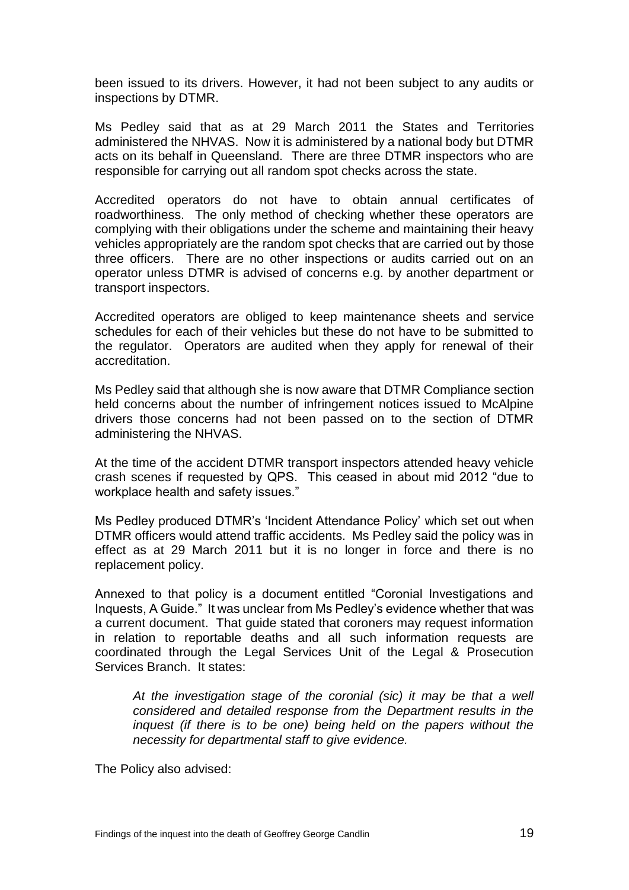been issued to its drivers. However, it had not been subject to any audits or inspections by DTMR.

Ms Pedley said that as at 29 March 2011 the States and Territories administered the NHVAS. Now it is administered by a national body but DTMR acts on its behalf in Queensland. There are three DTMR inspectors who are responsible for carrying out all random spot checks across the state.

Accredited operators do not have to obtain annual certificates of roadworthiness. The only method of checking whether these operators are complying with their obligations under the scheme and maintaining their heavy vehicles appropriately are the random spot checks that are carried out by those three officers. There are no other inspections or audits carried out on an operator unless DTMR is advised of concerns e.g. by another department or transport inspectors.

Accredited operators are obliged to keep maintenance sheets and service schedules for each of their vehicles but these do not have to be submitted to the regulator. Operators are audited when they apply for renewal of their accreditation.

Ms Pedley said that although she is now aware that DTMR Compliance section held concerns about the number of infringement notices issued to McAlpine drivers those concerns had not been passed on to the section of DTMR administering the NHVAS.

At the time of the accident DTMR transport inspectors attended heavy vehicle crash scenes if requested by QPS. This ceased in about mid 2012 "due to workplace health and safety issues."

Ms Pedley produced DTMR's 'Incident Attendance Policy' which set out when DTMR officers would attend traffic accidents. Ms Pedley said the policy was in effect as at 29 March 2011 but it is no longer in force and there is no replacement policy.

Annexed to that policy is a document entitled "Coronial Investigations and Inquests, A Guide." It was unclear from Ms Pedley's evidence whether that was a current document. That guide stated that coroners may request information in relation to reportable deaths and all such information requests are coordinated through the Legal Services Unit of the Legal & Prosecution Services Branch. It states:

> *At the investigation stage of the coronial (sic) it may be that a well considered and detailed response from the Department results in the inquest (if there is to be one) being held on the papers without the necessity for departmental staff to give evidence.*

The Policy also advised: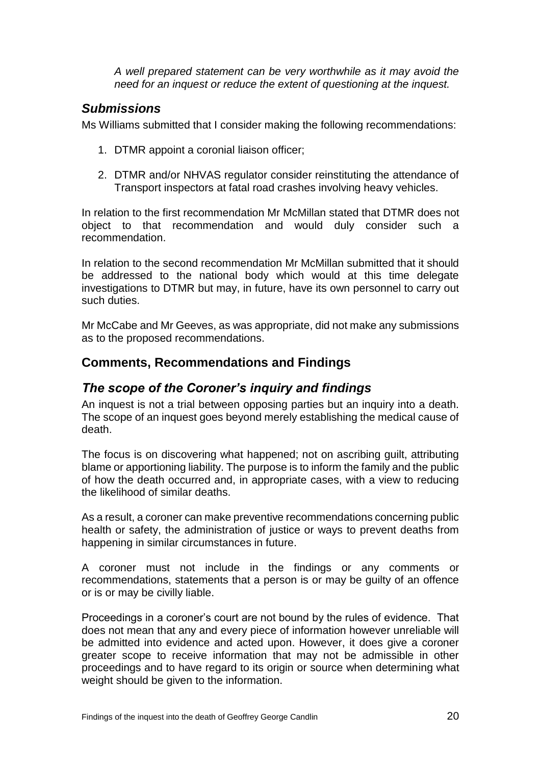*A well prepared statement can be very worthwhile as it may avoid the need for an inquest or reduce the extent of questioning at the inquest.*

### *Submissions*

Ms Williams submitted that I consider making the following recommendations:

1. DTMR appoint a coronial liaison officer;

2. DTMR and/or NHVAS regulator consider reinstituting the attendance of Transport inspectors at fatal road crashes involving heavy vehicles.

In relation to the first recommendation Mr McMillan stated that DTMR does not object to that recommendation and would duly consider such a recommendation.

In relation to the second recommendation Mr McMillan submitted that it should be addressed to the national body which would at this time delegate investigations to DTMR but may, in future, have its own personnel to carry out such duties.

Mr McCabe and Mr Geeves, as was appropriate, did not make any submissions as to the proposed recommendations.

## Comments, Recommendations and Findings

### *The scope of the Coroner's inquiry and findings*

An inquest is not a trial between opposing parties but an inquiry into a death. The scope of an inquest goes beyond merely establishing the medical cause of death.

The focus is on discovering what happened; not on ascribing guilt, attributing blame or apportioning liability. The purpose is to inform the family and the public of how the death occurred and, in appropriate cases, with a view to reducing the likelihood of similar deaths.

As a result, a coroner can make preventive recommendations concerning public health or safety, the administration of justice or ways to prevent deaths from happening in similar circumstances in future.

A coroner must not include in the findings or any comments or recommendations, statements that a person is or may be guilty of an offence or is or may be civilly liable.

Proceedings in a coroner's court are not bound by the rules of evidence. That does not mean that any and every piece of information however unreliable will be admitted into evidence and acted upon. However, it does give a coroner greater scope to receive information that may not be admissible in other proceedings and to have regard to its origin or source when determining what weight should be given to the information.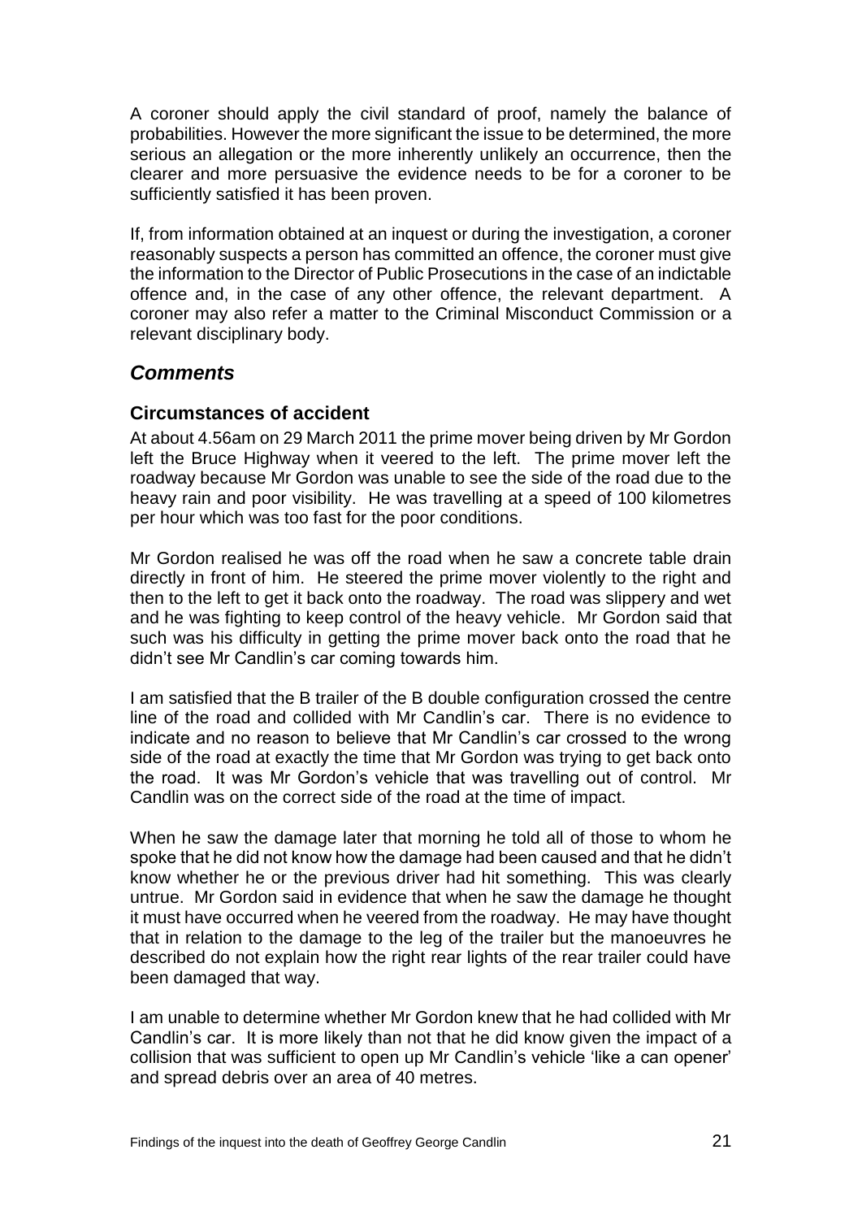A coroner should apply the civil standard of proof, namely the balance of probabilities. However the more significant the issue to be determined, the more serious an allegation or the more inherently unlikely an occurrence, then the clearer and more persuasive the evidence needs to be for a coroner to be sufficiently satisfied it has been proven.

If, from information obtained at an inquest or during the investigation, a coroner reasonably suspects a person has committed an offence, the coroner must give the information to the Director of Public Prosecutions in the case of an indictable offence and, in the case of any other offence, the relevant department. A coroner may also refer a matter to the Criminal Misconduct Commission or a relevant disciplinary body.

## *Comments*

### Circumstances of accident

At about 4.56am on 29 March 2011 the prime mover being driven by Mr Gordon left the Bruce Highway when it veered to the left. The prime mover left the roadway because Mr Gordon was unable to see the side of the road due to the heavy rain and poor visibility. He was travelling at a speed of 100 kilometres per hour which was too fast for the poor conditions.

Mr Gordon realised he was off the road when he saw a concrete table drain directly in front of him. He steered the prime mover violently to the right and then to the left to get it back onto the roadway. The road was slippery and wet and he was fighting to keep control of the heavy vehicle. Mr Gordon said that such was his difficulty in getting the prime mover back onto the road that he didn't see Mr Candlin's car coming towards him.

I am satisfied that the B trailer of the B double configuration crossed the centre line of the road and collided with Mr Candlin's car. There is no evidence to indicate and no reason to believe that Mr Candlin's car crossed to the wrong side of the road at exactly the time that Mr Gordon was trying to get back onto the road. It was Mr Gordon's vehicle that was travelling out of control. Mr Candlin was on the correct side of the road at the time of impact.

When he saw the damage later that morning he told all of those to whom he spoke that he did not know how the damage had been caused and that he didn't know whether he or the previous driver had hit something. This was clearly untrue. Mr Gordon said in evidence that when he saw the damage he thought it must have occurred when he veered from the roadway. He may have thought that in relation to the damage to the leg of the trailer but the manoeuvres he described do not explain how the right rear lights of the rear trailer could have been damaged that way.

I am unable to determine whether Mr Gordon knew that he had collided with Mr Candlin's car. It is more likely than not that he did know given the impact of a collision that was sufficient to open up Mr Candlin's vehicle 'like a can opener' and spread debris over an area of 40 metres.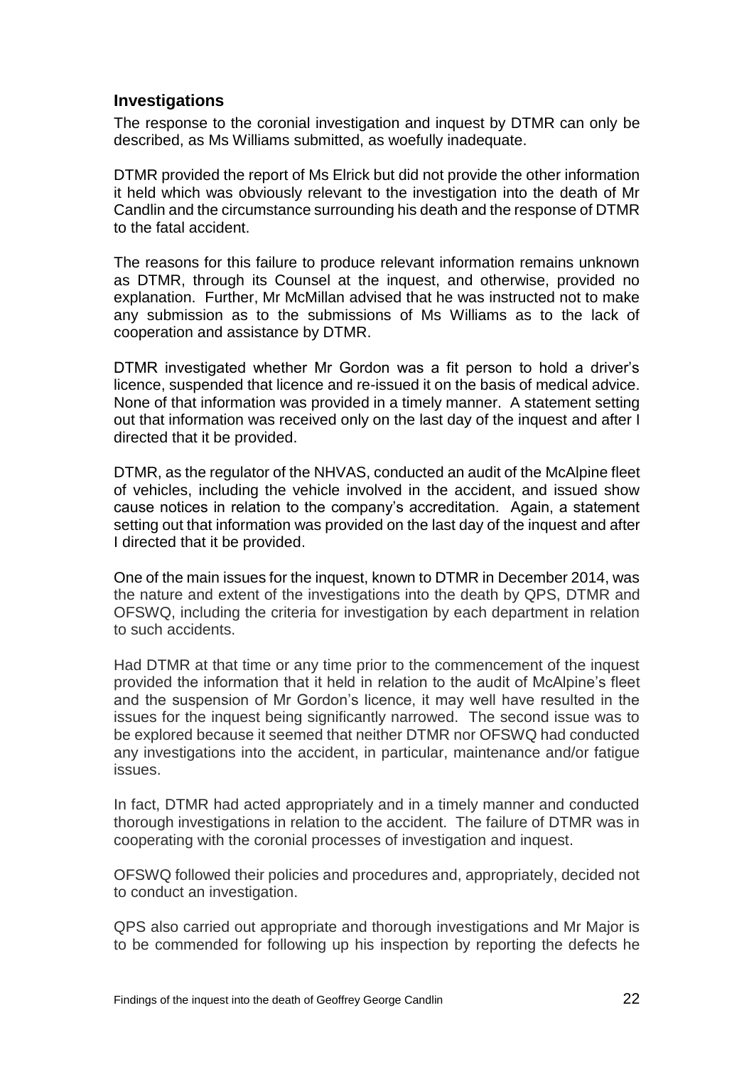## Investigations

The response to the coronial investigation and inquest by DTMR can only be described, as Ms Williams submitted, as woefully inadequate.

DTMR provided the report of Ms Elrick but did not provide the other information it held which was obviously relevant to the investigation into the death of Mr Candlin and the circumstance surrounding his death and the response of DTMR to the fatal accident.

The reasons for this failure to produce relevant information remains unknown as DTMR, through its Counsel at the inquest, and otherwise, provided no explanation. Further, Mr McMillan advised that he was instructed not to make any submission as to the submissions of Ms Williams as to the lack of cooperation and assistance by DTMR.

DTMR investigated whether Mr Gordon was a fit person to hold a driver's licence, suspended that licence and re-issued it on the basis of medical advice. None of that information was provided in a timely manner. A statement setting out that information was received only on the last day of the inquest and after I directed that it be provided.

DTMR, as the regulator of the NHVAS, conducted an audit of the McAlpine fleet of vehicles, including the vehicle involved in the accident, and issued show cause notices in relation to the company's accreditation. Again, a statement setting out that information was provided on the last day of the inquest and after I directed that it be provided.

One of the main issues for the inquest, known to DTMR in December 2014, was the nature and extent of the investigations into the death by QPS, DTMR and OFSWQ, including the criteria for investigation by each department in relation to such accidents.

Had DTMR at that time or any time prior to the commencement of the inquest provided the information that it held in relation to the audit of McAlpine's fleet and the suspension of Mr Gordon's licence, it may well have resulted in the issues for the inquest being significantly narrowed. The second issue was to be explored because it seemed that neither DTMR nor OFSWQ had conducted any investigations into the accident, in particular, maintenance and/or fatigue issues.

In fact, DTMR had acted appropriately and in a timely manner and conducted thorough investigations in relation to the accident. The failure of DTMR was in cooperating with the coronial processes of investigation and inquest.

OFSWQ followed their policies and procedures and, appropriately, decided not to conduct an investigation.

QPS also carried out appropriate and thorough investigations and Mr Major is to be commended for following up his inspection by reporting the defects he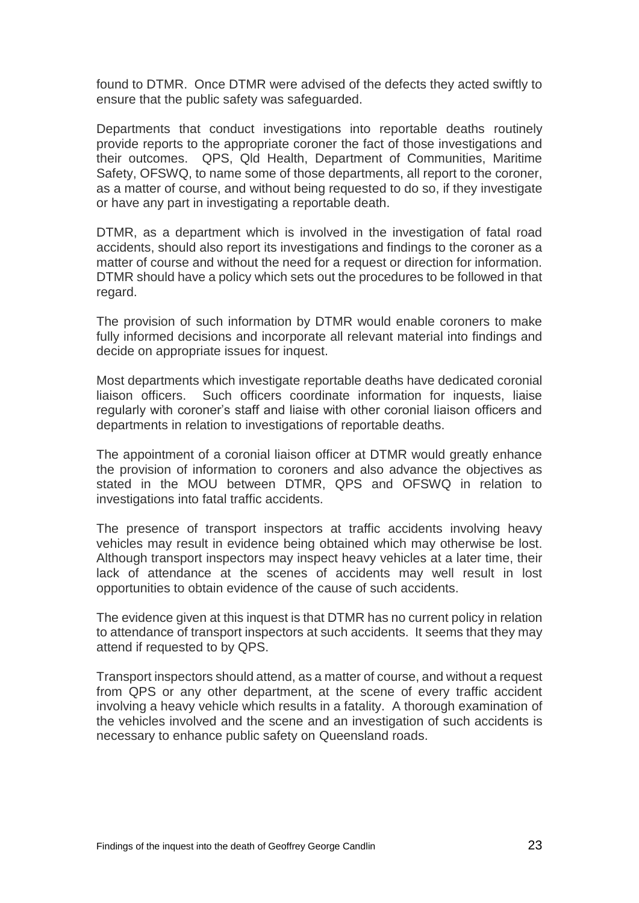found to DTMR. Once DTMR were advised of the defects they acted swiftly to ensure that the public safety was safeguarded.

Departments that conduct investigations into reportable deaths routinely provide reports to the appropriate coroner the fact of those investigations and their outcomes. QPS, Qld Health, Department of Communities, Maritime Safety, OFSWQ, to name some of those departments, all report to the coroner, as a matter of course, and without being requested to do so, if they investigate or have any part in investigating a reportable death.

DTMR, as a department which is involved in the investigation of fatal road accidents, should also report its investigations and findings to the coroner as a matter of course and without the need for a request or direction for information. DTMR should have a policy which sets out the procedures to be followed in that regard.

The provision of such information by DTMR would enable coroners to make fully informed decisions and incorporate all relevant material into findings and decide on appropriate issues for inquest.

Most departments which investigate reportable deaths have dedicated coronial liaison officers. Such officers coordinate information for inquests, liaise regularly with coroner's staff and liaise with other coronial liaison officers and departments in relation to investigations of reportable deaths.

The appointment of a coronial liaison officer at DTMR would greatly enhance the provision of information to coroners and also advance the objectives as stated in the MOU between DTMR, QPS and OFSWQ in relation to investigations into fatal traffic accidents.

The presence of transport inspectors at traffic accidents involving heavy vehicles may result in evidence being obtained which may otherwise be lost. Although transport inspectors may inspect heavy vehicles at a later time, their lack of attendance at the scenes of accidents may well result in lost opportunities to obtain evidence of the cause of such accidents.

The evidence given at this inquest is that DTMR has no current policy in relation to attendance of transport inspectors at such accidents. It seems that they may attend if requested to by QPS.

Transport inspectors should attend, as a matter of course, and without a request from QPS or any other department, at the scene of every traffic accident involving a heavy vehicle which results in a fatality. A thorough examination of the vehicles involved and the scene and an investigation of such accidents is necessary to enhance public safety on Queensland roads.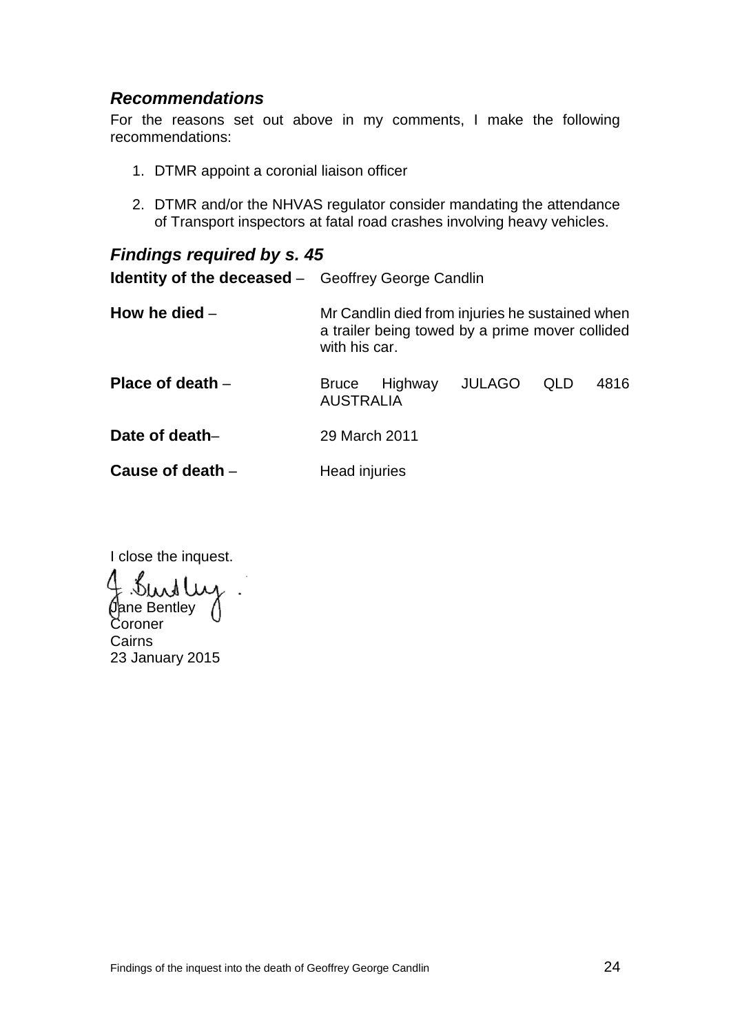### *Recommendations*

For the reasons set out above in my comments, I make the following recommendations:

1. DTMR appoint a coronial liaison officer
2. DTMR and/or the NHVAS regulator consider mandating the attendance of Transport inspectors at fatal road crashes involving heavy vehicles.

### *Findings required by s. 45*

**Identity of the deceased** – Geoffrey George Candlin

**How he died** – Mr Candlin died from injuries he sustained when a trailer being towed by a prime mover collided with his car.

**Place of death** – Bruce Highway JULAGO QLD 4816 AUSTRALIA

**Date of death**– 29 March 2011

**Cause of death** – Head injuries

I close the inquest.

Jane Bentley
Coroner
Cairns
23 January 2015